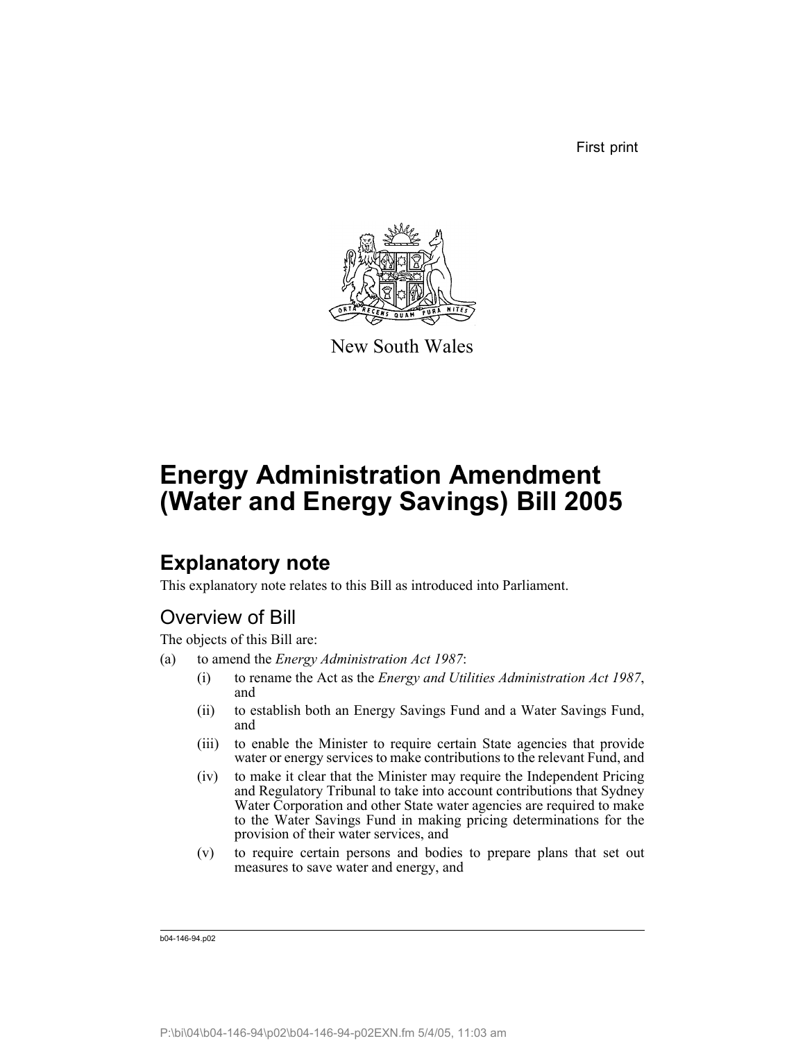First print

New South Wales

# Energy Administration Amendment (Water and Energy Savings) Bill 2005

## Explanatory note

This explanatory note relates to this Bill as introduced into Parliament.

### Overview of Bill

The objects of this Bill are:

(a) to amend the *Energy Administration Act 1987*:

   (i) to rename the Act as the *Energy and Utilities Administration Act 1987*, and

   (ii) to establish both an Energy Savings Fund and a Water Savings Fund, and

   (iii) to enable the Minister to require certain State agencies that provide water or energy services to make contributions to the relevant Fund, and

   (iv) to make it clear that the Minister may require the Independent Pricing and Regulatory Tribunal to take into account contributions that Sydney Water Corporation and other State water agencies are required to make to the Water Savings Fund in making pricing determinations for the provision of their water services, and

   (v) to require certain persons and bodies to prepare plans that set out measures to save water and energy, and

b04-146-94.p02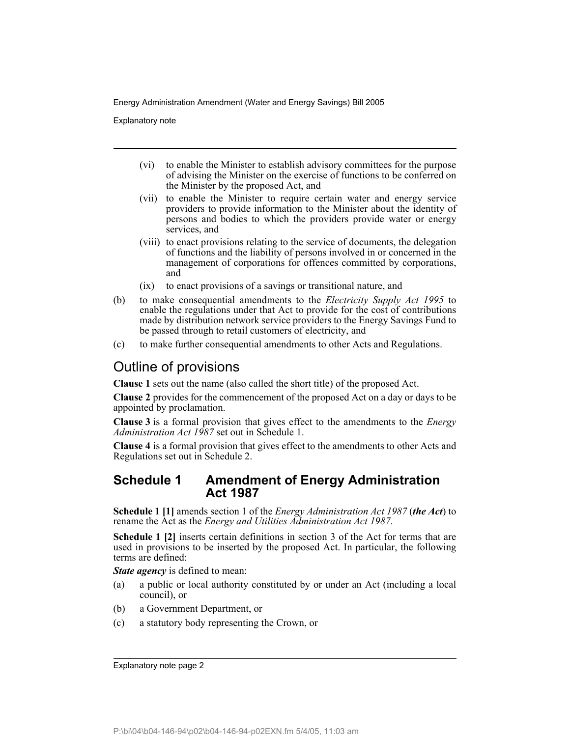(vi) to enable the Minister to establish advisory committees for the purpose of advising the Minister on the exercise of functions to be conferred on the Minister by the proposed Act, and

(vii) to enable the Minister to require certain water and energy service providers to provide information to the Minister about the identity of persons and bodies to which the providers provide water or energy services, and

(viii) to enact provisions relating to the service of documents, the delegation of functions and the liability of persons involved in or concerned in the management of corporations for offences committed by corporations, and

(ix) to enact provisions of a savings or transitional nature, and

(b) to make consequential amendments to the *Electricity Supply Act 1995* to enable the regulations under that Act to provide for the cost of contributions made by distribution network service providers to the Energy Savings Fund to be passed through to retail customers of electricity, and

(c) to make further consequential amendments to other Acts and Regulations.

## Outline of provisions

**Clause 1** sets out the name (also called the short title) of the proposed Act.

**Clause 2** provides for the commencement of the proposed Act on a day or days to be appointed by proclamation.

**Clause 3** is a formal provision that gives effect to the amendments to the *Energy Administration Act 1987* set out in Schedule 1.

**Clause 4** is a formal provision that gives effect to the amendments to other Acts and Regulations set out in Schedule 2.

### Schedule 1 Amendment of Energy Administration Act 1987

**Schedule 1 [1]** amends section 1 of the *Energy Administration Act 1987* (***the Act***) to rename the Act as the *Energy and Utilities Administration Act 1987*.

**Schedule 1 [2]** inserts certain definitions in section 3 of the Act for terms that are used in provisions to be inserted by the proposed Act. In particular, the following terms are defined:

***State agency*** is defined to mean:

(a) a public or local authority constituted by or under an Act (including a local council), or

(b) a Government Department, or

(c) a statutory body representing the Crown, or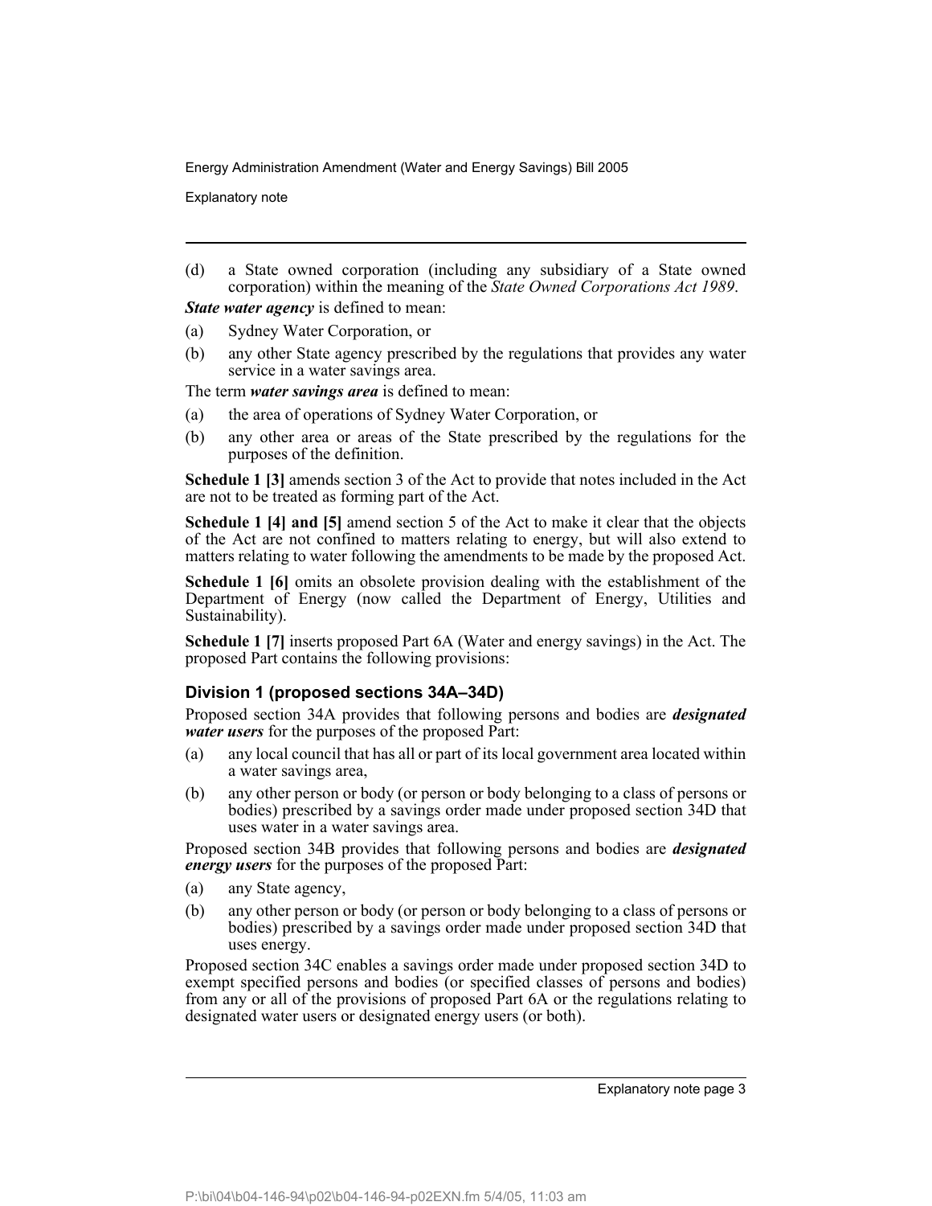(d) a State owned corporation (including any subsidiary of a State owned corporation) within the meaning of the *State Owned Corporations Act 1989*.

***State water agency*** is defined to mean:

(a) Sydney Water Corporation, or

(b) any other State agency prescribed by the regulations that provides any water service in a water savings area.

The term ***water savings area*** is defined to mean:

(a) the area of operations of Sydney Water Corporation, or

(b) any other area or areas of the State prescribed by the regulations for the purposes of the definition.

**Schedule 1 [3]** amends section 3 of the Act to provide that notes included in the Act are not to be treated as forming part of the Act.

**Schedule 1 [4] and [5]** amend section 5 of the Act to make it clear that the objects of the Act are not confined to matters relating to energy, but will also extend to matters relating to water following the amendments to be made by the proposed Act.

**Schedule 1 [6]** omits an obsolete provision dealing with the establishment of the Department of Energy (now called the Department of Energy, Utilities and Sustainability).

**Schedule 1 [7]** inserts proposed Part 6A (Water and energy savings) in the Act. The proposed Part contains the following provisions:

### Division 1 (proposed sections 34A–34D)

Proposed section 34A provides that following persons and bodies are ***designated water users*** for the purposes of the proposed Part:

(a) any local council that has all or part of its local government area located within a water savings area,

(b) any other person or body (or person or body belonging to a class of persons or bodies) prescribed by a savings order made under proposed section 34D that uses water in a water savings area.

Proposed section 34B provides that following persons and bodies are ***designated energy users*** for the purposes of the proposed Part:

(a) any State agency,

(b) any other person or body (or person or body belonging to a class of persons or bodies) prescribed by a savings order made under proposed section 34D that uses energy.

Proposed section 34C enables a savings order made under proposed section 34D to exempt specified persons and bodies (or specified classes of persons and bodies) from any or all of the provisions of proposed Part 6A or the regulations relating to designated water users or designated energy users (or both).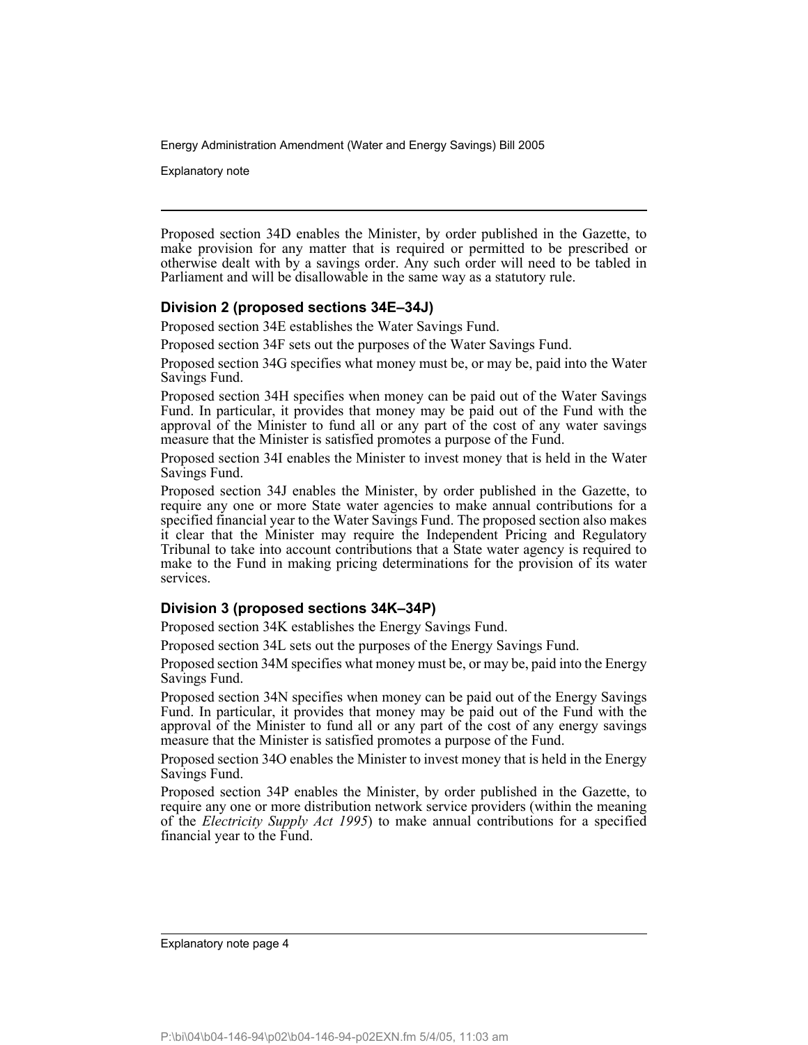Proposed section 34D enables the Minister, by order published in the Gazette, to make provision for any matter that is required or permitted to be prescribed or otherwise dealt with by a savings order. Any such order will need to be tabled in Parliament and will be disallowable in the same way as a statutory rule.

### Division 2 (proposed sections 34E–34J)

Proposed section 34E establishes the Water Savings Fund.

Proposed section 34F sets out the purposes of the Water Savings Fund.

Proposed section 34G specifies what money must be, or may be, paid into the Water Savings Fund.

Proposed section 34H specifies when money can be paid out of the Water Savings Fund. In particular, it provides that money may be paid out of the Fund with the approval of the Minister to fund all or any part of the cost of any water savings measure that the Minister is satisfied promotes a purpose of the Fund.

Proposed section 34I enables the Minister to invest money that is held in the Water Savings Fund.

Proposed section 34J enables the Minister, by order published in the Gazette, to require any one or more State water agencies to make annual contributions for a specified financial year to the Water Savings Fund. The proposed section also makes it clear that the Minister may require the Independent Pricing and Regulatory Tribunal to take into account contributions that a State water agency is required to make to the Fund in making pricing determinations for the provision of its water services.

### Division 3 (proposed sections 34K–34P)

Proposed section 34K establishes the Energy Savings Fund.

Proposed section 34L sets out the purposes of the Energy Savings Fund.

Proposed section 34M specifies what money must be, or may be, paid into the Energy Savings Fund.

Proposed section 34N specifies when money can be paid out of the Energy Savings Fund. In particular, it provides that money may be paid out of the Fund with the approval of the Minister to fund all or any part of the cost of any energy savings measure that the Minister is satisfied promotes a purpose of the Fund.

Proposed section 34O enables the Minister to invest money that is held in the Energy Savings Fund.

Proposed section 34P enables the Minister, by order published in the Gazette, to require any one or more distribution network service providers (within the meaning of the *Electricity Supply Act 1995*) to make annual contributions for a specified financial year to the Fund.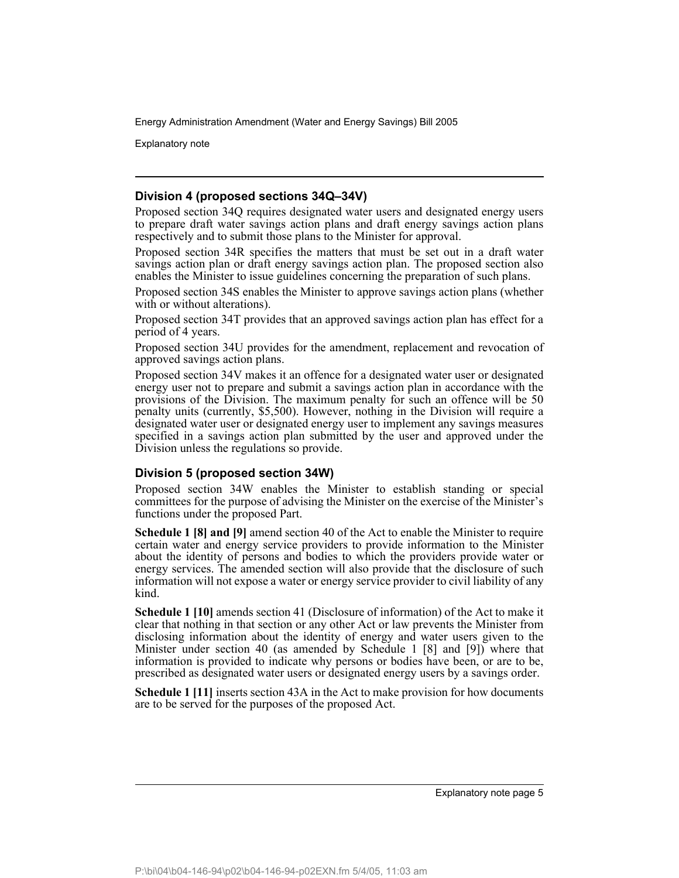### Division 4 (proposed sections 34Q–34V)

Proposed section 34Q requires designated water users and designated energy users to prepare draft water savings action plans and draft energy savings action plans respectively and to submit those plans to the Minister for approval.

Proposed section 34R specifies the matters that must be set out in a draft water savings action plan or draft energy savings action plan. The proposed section also enables the Minister to issue guidelines concerning the preparation of such plans.

Proposed section 34S enables the Minister to approve savings action plans (whether with or without alterations).

Proposed section 34T provides that an approved savings action plan has effect for a period of 4 years.

Proposed section 34U provides for the amendment, replacement and revocation of approved savings action plans.

Proposed section 34V makes it an offence for a designated water user or designated energy user not to prepare and submit a savings action plan in accordance with the provisions of the Division. The maximum penalty for such an offence will be 50 penalty units (currently, $5,500). However, nothing in the Division will require a designated water user or designated energy user to implement any savings measures specified in a savings action plan submitted by the user and approved under the Division unless the regulations so provide.

### Division 5 (proposed section 34W)

Proposed section 34W enables the Minister to establish standing or special committees for the purpose of advising the Minister on the exercise of the Minister's functions under the proposed Part.

**Schedule 1 [8] and [9]** amend section 40 of the Act to enable the Minister to require certain water and energy service providers to provide information to the Minister about the identity of persons and bodies to which the providers provide water or energy services. The amended section will also provide that the disclosure of such information will not expose a water or energy service provider to civil liability of any kind.

**Schedule 1 [10]** amends section 41 (Disclosure of information) of the Act to make it clear that nothing in that section or any other Act or law prevents the Minister from disclosing information about the identity of energy and water users given to the Minister under section 40 (as amended by Schedule 1 [8] and [9]) where that information is provided to indicate why persons or bodies have been, or are to be, prescribed as designated water users or designated energy users by a savings order.

**Schedule 1 [11]** inserts section 43A in the Act to make provision for how documents are to be served for the purposes of the proposed Act.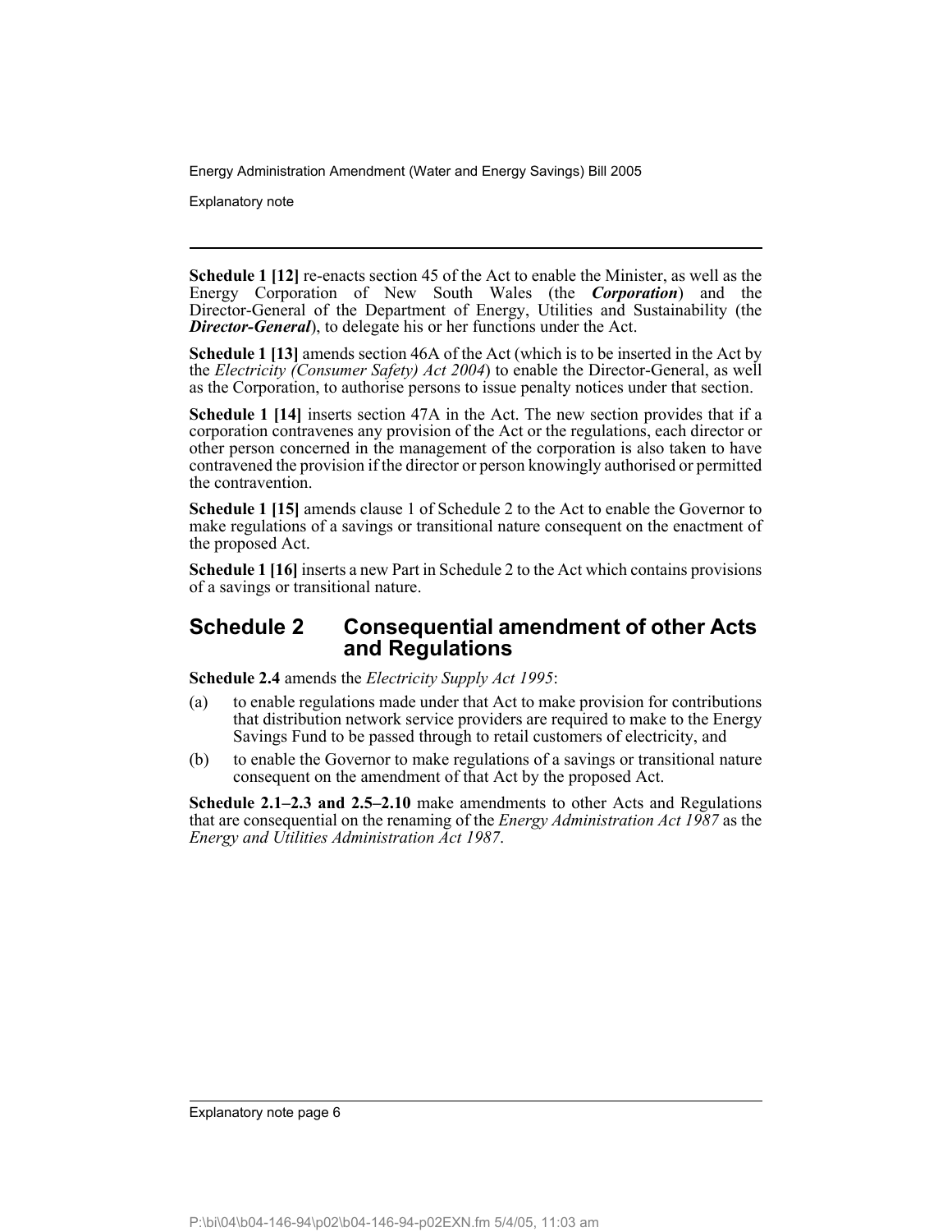**Schedule 1 [12]** re-enacts section 45 of the Act to enable the Minister, as well as the Energy Corporation of New South Wales (the ***Corporation***) and the Director-General of the Department of Energy, Utilities and Sustainability (the ***Director-General***), to delegate his or her functions under the Act.

**Schedule 1 [13]** amends section 46A of the Act (which is to be inserted in the Act by the *Electricity (Consumer Safety) Act 2004*) to enable the Director-General, as well as the Corporation, to authorise persons to issue penalty notices under that section.

**Schedule 1 [14]** inserts section 47A in the Act. The new section provides that if a corporation contravenes any provision of the Act or the regulations, each director or other person concerned in the management of the corporation is also taken to have contravened the provision if the director or person knowingly authorised or permitted the contravention.

**Schedule 1 [15]** amends clause 1 of Schedule 2 to the Act to enable the Governor to make regulations of a savings or transitional nature consequent on the enactment of the proposed Act.

**Schedule 1 [16]** inserts a new Part in Schedule 2 to the Act which contains provisions of a savings or transitional nature.

## Schedule 2 Consequential amendment of other Acts and Regulations

**Schedule 2.4** amends the *Electricity Supply Act 1995*:

(a) to enable regulations made under that Act to make provision for contributions that distribution network service providers are required to make to the Energy Savings Fund to be passed through to retail customers of electricity, and

(b) to enable the Governor to make regulations of a savings or transitional nature consequent on the amendment of that Act by the proposed Act.

**Schedule 2.1–2.3 and 2.5–2.10** make amendments to other Acts and Regulations that are consequential on the renaming of the *Energy Administration Act 1987* as the *Energy and Utilities Administration Act 1987*.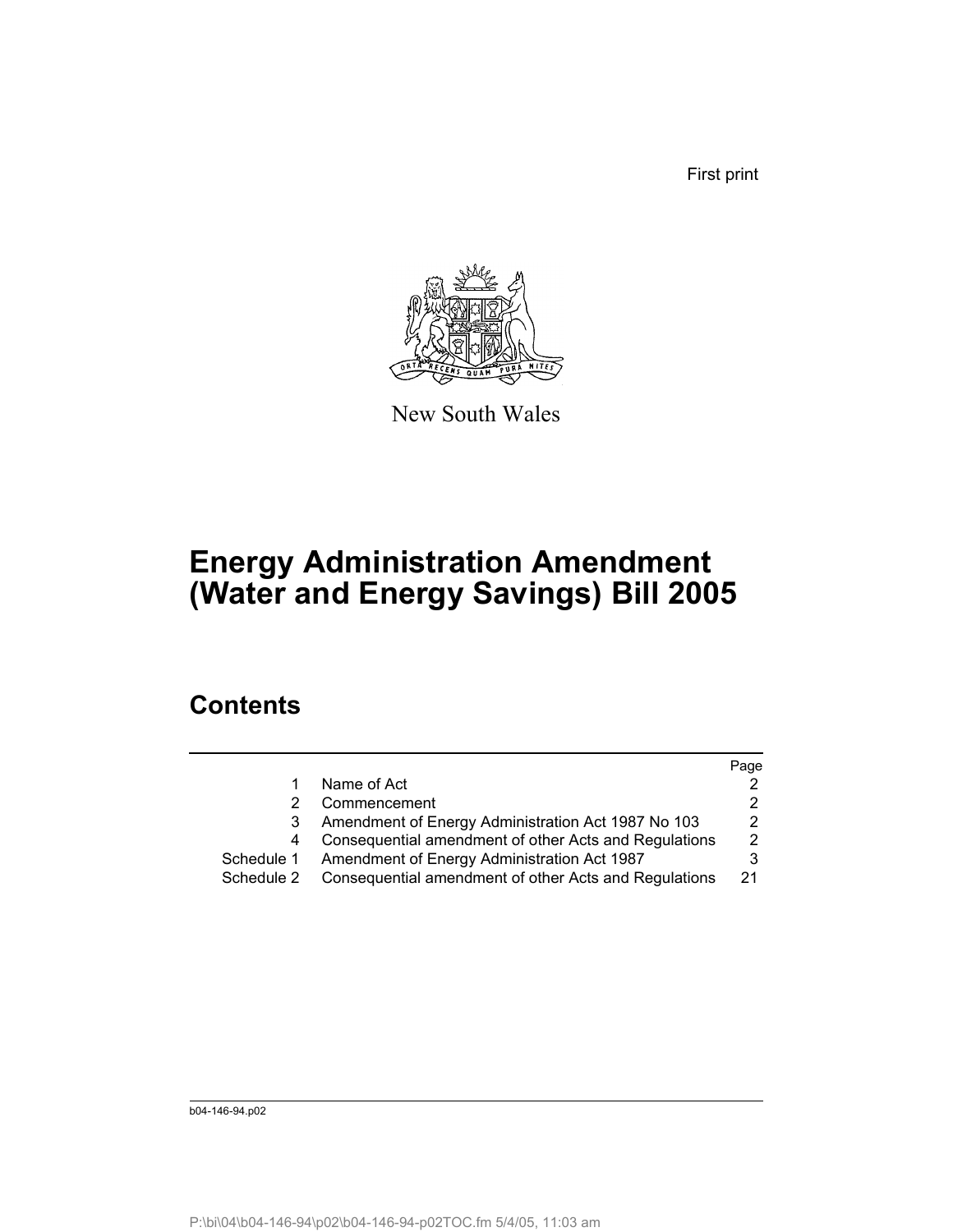First print

New South Wales

# Energy Administration Amendment (Water and Energy Savings) Bill 2005

## Contents

| | | Page |
|---|---|---|
| 1 | Name of Act | 2 |
| 2 | Commencement | 2 |
| 3 | Amendment of Energy Administration Act 1987 No 103 | 2 |
| 4 | Consequential amendment of other Acts and Regulations | 2 |
| Schedule 1 | Amendment of Energy Administration Act 1987 | 3 |
| Schedule 2 | Consequential amendment of other Acts and Regulations | 21 |

b04-146-94.p02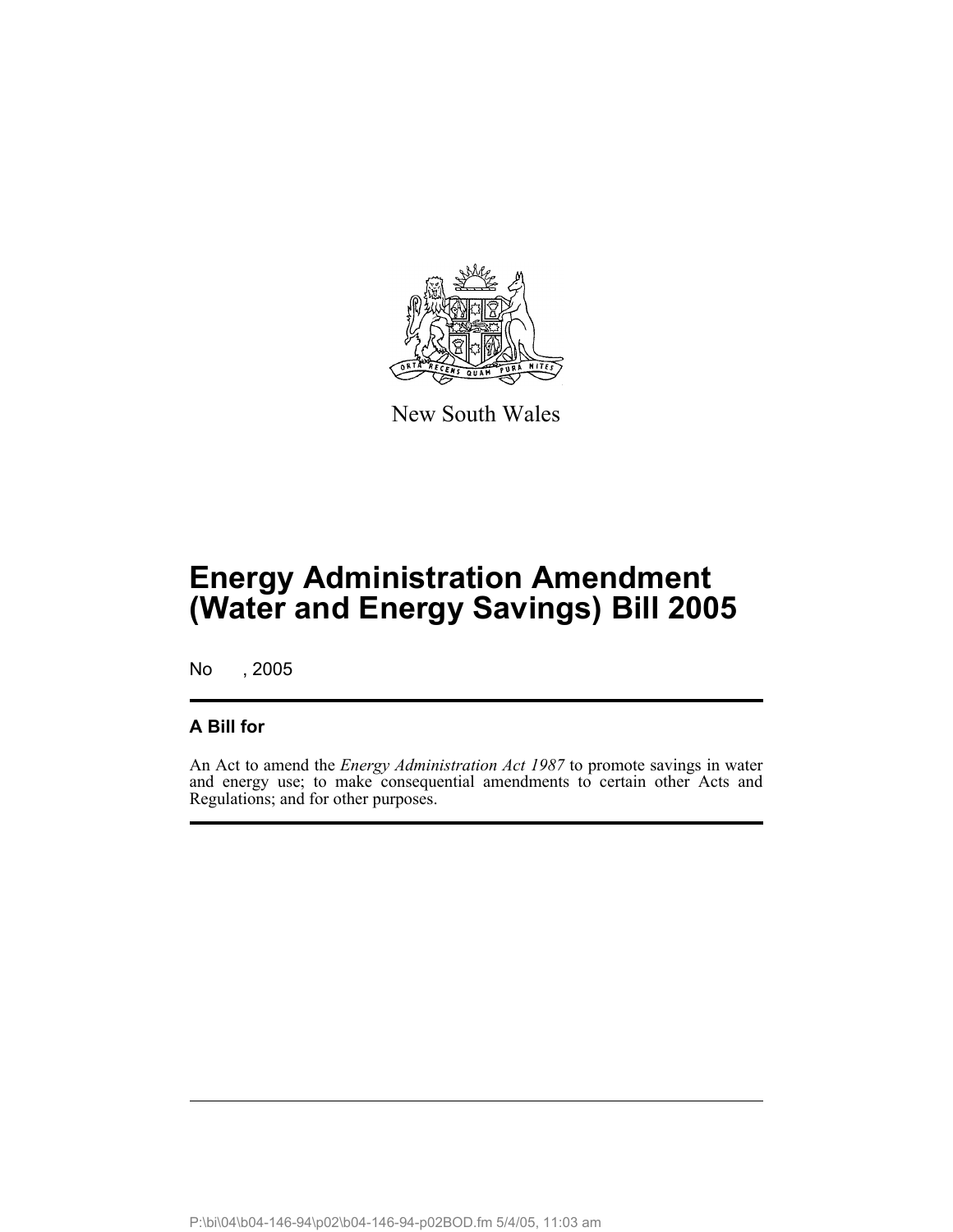New South Wales

# Energy Administration Amendment (Water and Energy Savings) Bill 2005

No , 2005

## A Bill for

An Act to amend the *Energy Administration Act 1987* to promote savings in water and energy use; to make consequential amendments to certain other Acts and Regulations; and for other purposes.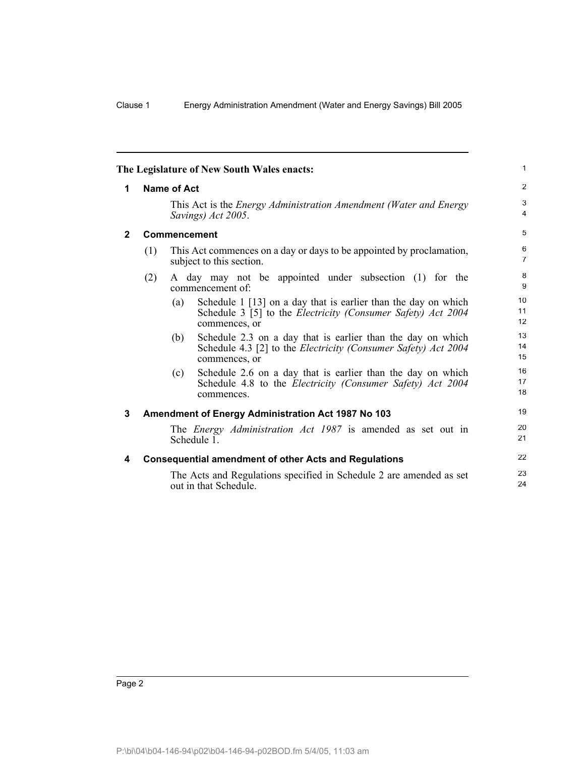**The Legislature of New South Wales enacts:**

## 1 Name of Act

This Act is the *Energy Administration Amendment (Water and Energy Savings) Act 2005*.

## 2 Commencement

(1) This Act commences on a day or days to be appointed by proclamation, subject to this section.

(2) A day may not be appointed under subsection (1) for the commencement of:

(a) Schedule 1 [13] on a day that is earlier than the day on which Schedule 3 [5] to the *Electricity (Consumer Safety) Act 2004* commences, or

(b) Schedule 2.3 on a day that is earlier than the day on which Schedule 4.3 [2] to the *Electricity (Consumer Safety) Act 2004* commences, or

(c) Schedule 2.6 on a day that is earlier than the day on which Schedule 4.8 to the *Electricity (Consumer Safety) Act 2004* commences.

## 3 Amendment of Energy Administration Act 1987 No 103

The *Energy Administration Act 1987* is amended as set out in Schedule 1.

## 4 Consequential amendment of other Acts and Regulations

The Acts and Regulations specified in Schedule 2 are amended as set out in that Schedule.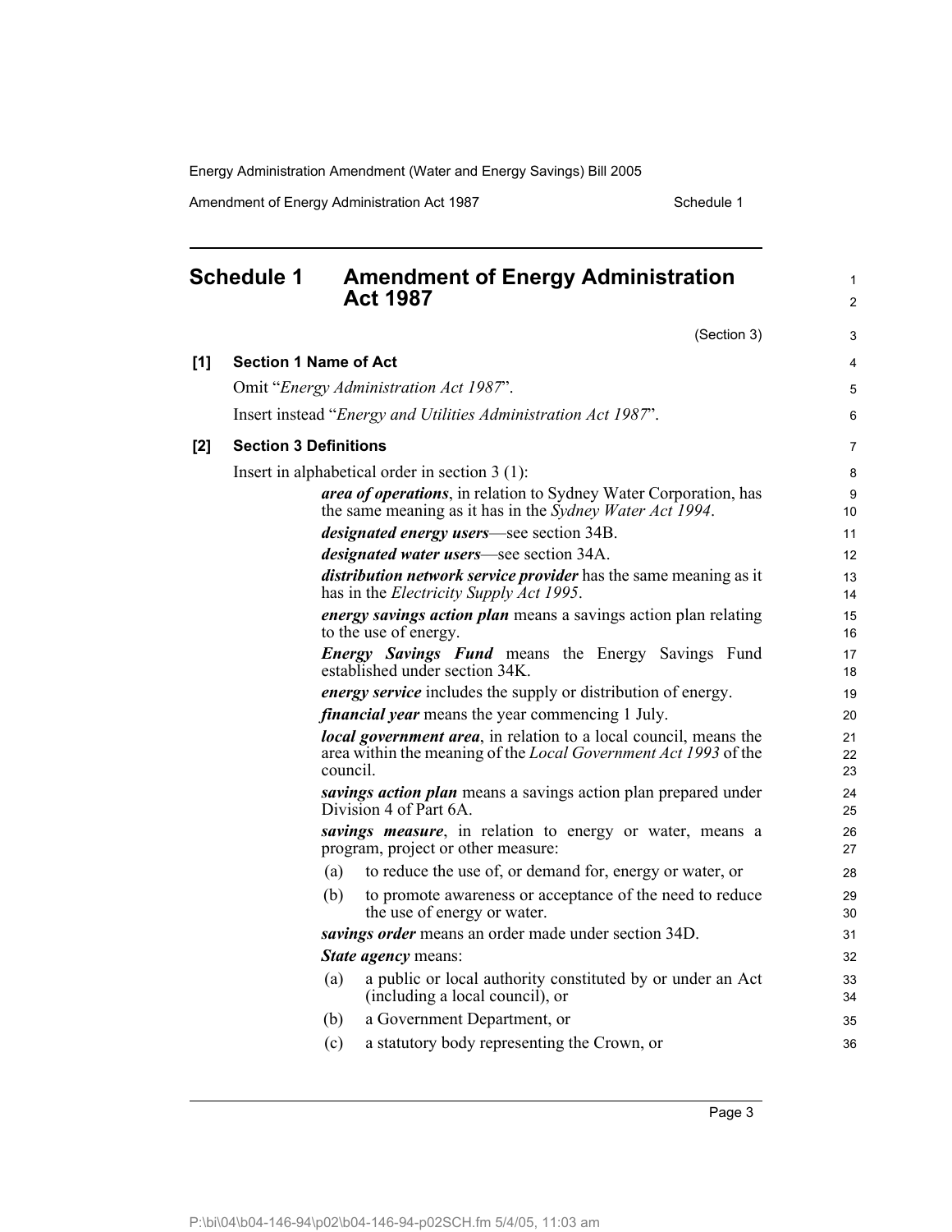## Schedule 1 Amendment of Energy Administration Act 1987

(Section 3)

**[1] Section 1 Name of Act**

Omit "*Energy Administration Act 1987*".

Insert instead "*Energy and Utilities Administration Act 1987*".

**[2] Section 3 Definitions**

Insert in alphabetical order in section 3 (1):

***area of operations***, in relation to Sydney Water Corporation, has the same meaning as it has in the *Sydney Water Act 1994*.

***designated energy users***—see section 34B.

***designated water users***—see section 34A.

***distribution network service provider*** has the same meaning as it has in the *Electricity Supply Act 1995*.

***energy savings action plan*** means a savings action plan relating to the use of energy.

***Energy Savings Fund*** means the Energy Savings Fund established under section 34K.

***energy service*** includes the supply or distribution of energy.

***financial year*** means the year commencing 1 July.

***local government area***, in relation to a local council, means the area within the meaning of the *Local Government Act 1993* of the council.

***savings action plan*** means a savings action plan prepared under Division 4 of Part 6A.

***savings measure***, in relation to energy or water, means a program, project or other measure:

(a) to reduce the use of, or demand for, energy or water, or

(b) to promote awareness or acceptance of the need to reduce the use of energy or water.

***savings order*** means an order made under section 34D.

***State agency*** means:

(a) a public or local authority constituted by or under an Act (including a local council), or

(b) a Government Department, or

(c) a statutory body representing the Crown, or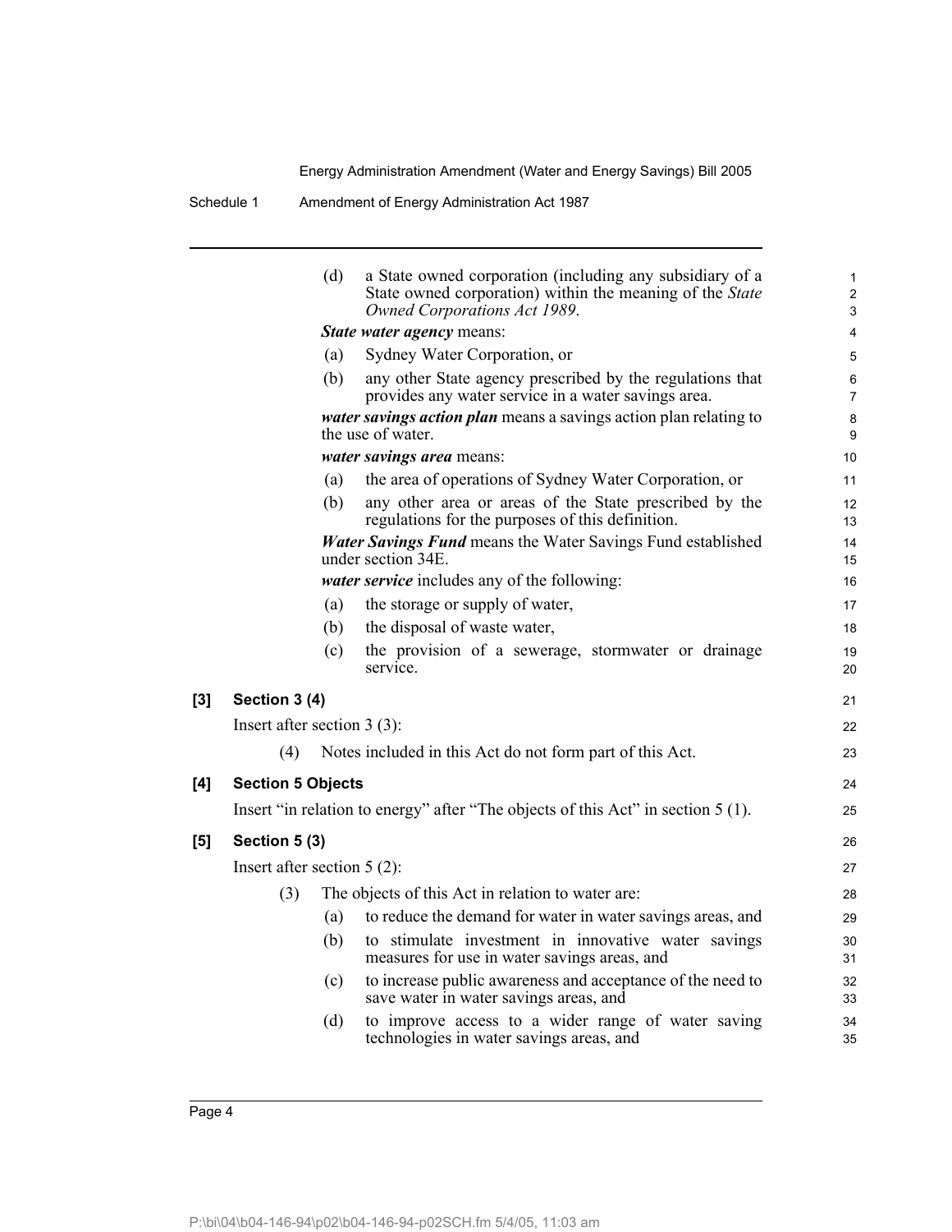(d) a State owned corporation (including any subsidiary of a State owned corporation) within the meaning of the *State Owned Corporations Act 1989*.

***State water agency*** means:

(a) Sydney Water Corporation, or

(b) any other State agency prescribed by the regulations that provides any water service in a water savings area.

***water savings action plan*** means a savings action plan relating to the use of water.

***water savings area*** means:

(a) the area of operations of Sydney Water Corporation, or

(b) any other area or areas of the State prescribed by the regulations for the purposes of this definition.

***Water Savings Fund*** means the Water Savings Fund established under section 34E.

***water service*** includes any of the following:

(a) the storage or supply of water,

(b) the disposal of waste water,

(c) the provision of a sewerage, stormwater or drainage service.

**[3] Section 3 (4)**

Insert after section 3 (3):

(4) Notes included in this Act do not form part of this Act.

**[4] Section 5 Objects**

Insert "in relation to energy" after "The objects of this Act" in section 5 (1).

**[5] Section 5 (3)**

Insert after section 5 (2):

(3) The objects of this Act in relation to water are:

(a) to reduce the demand for water in water savings areas, and

(b) to stimulate investment in innovative water savings measures for use in water savings areas, and

(c) to increase public awareness and acceptance of the need to save water in water savings areas, and

(d) to improve access to a wider range of water saving technologies in water savings areas, and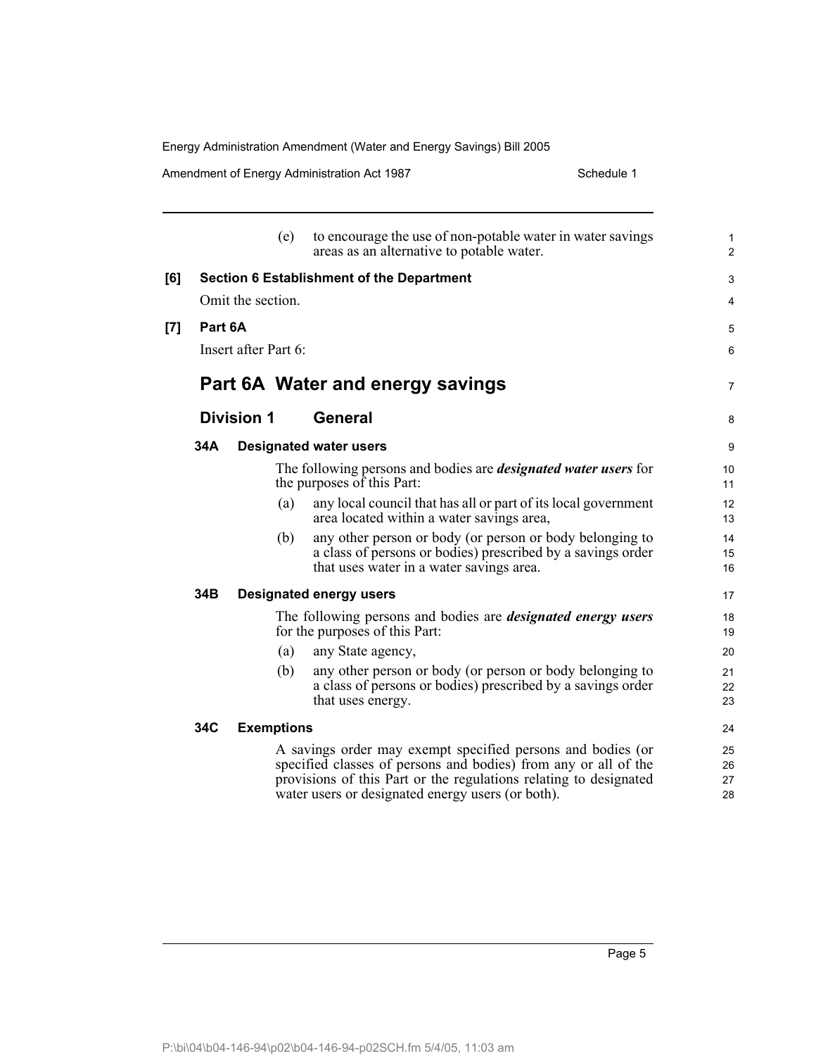(e) to encourage the use of non-potable water in water savings areas as an alternative to potable water.

**[6] Section 6 Establishment of the Department**

Omit the section.

**[7] Part 6A**

Insert after Part 6:

## Part 6A Water and energy savings

### Division 1 General

**34A Designated water users**

The following persons and bodies are ***designated water users*** for the purposes of this Part:

(a) any local council that has all or part of its local government area located within a water savings area,

(b) any other person or body (or person or body belonging to a class of persons or bodies) prescribed by a savings order that uses water in a water savings area.

**34B Designated energy users**

The following persons and bodies are ***designated energy users*** for the purposes of this Part:

(a) any State agency,

(b) any other person or body (or person or body belonging to a class of persons or bodies) prescribed by a savings order that uses energy.

**34C Exemptions**

A savings order may exempt specified persons and bodies (or specified classes of persons and bodies) from any or all of the provisions of this Part or the regulations relating to designated water users or designated energy users (or both).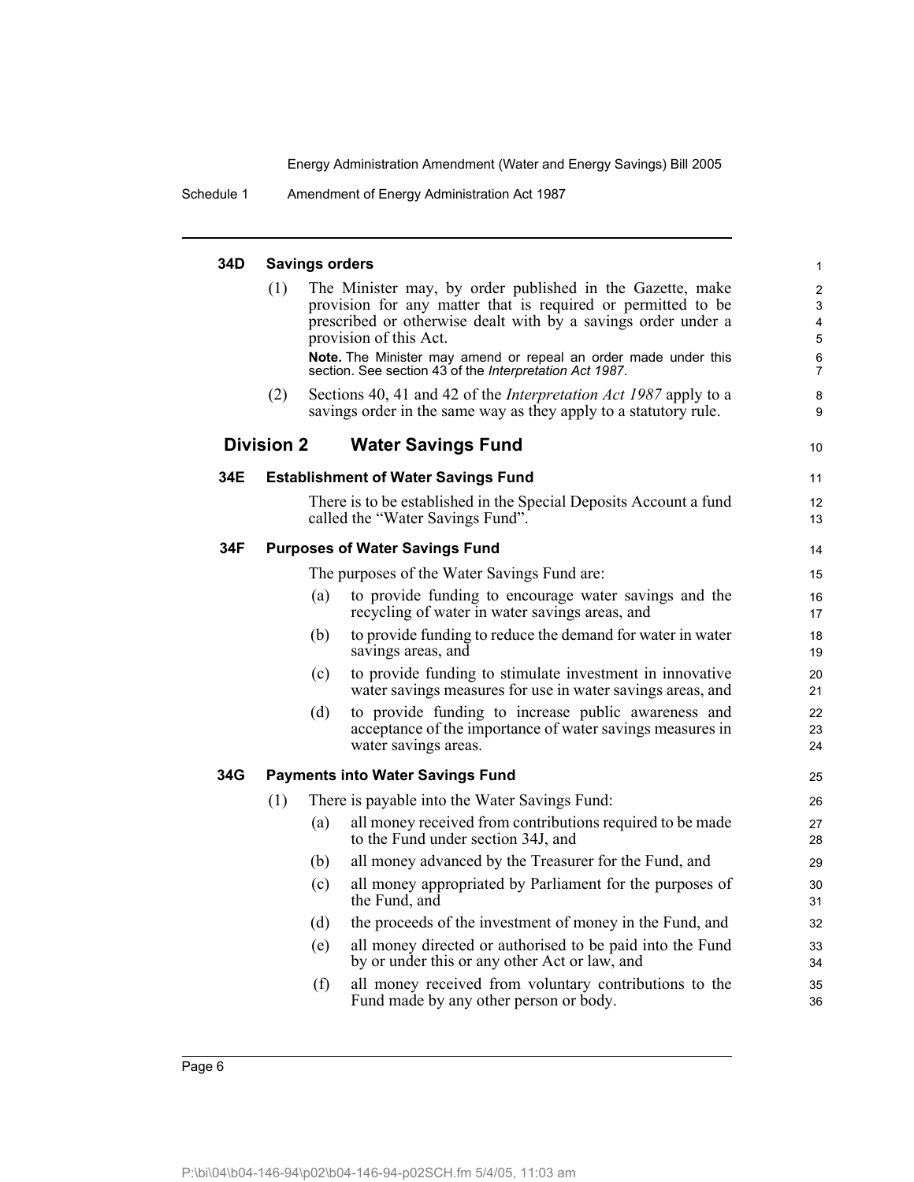### 34D Savings orders

(1) The Minister may, by order published in the Gazette, make provision for any matter that is required or permitted to be prescribed or otherwise dealt with by a savings order under a provision of this Act.

**Note.** The Minister may amend or repeal an order made under this section. See section 43 of the *Interpretation Act 1987*.

(2) Sections 40, 41 and 42 of the *Interpretation Act 1987* apply to a savings order in the same way as they apply to a statutory rule.

## Division 2 Water Savings Fund

### 34E Establishment of Water Savings Fund

There is to be established in the Special Deposits Account a fund called the "Water Savings Fund".

### 34F Purposes of Water Savings Fund

The purposes of the Water Savings Fund are:

(a) to provide funding to encourage water savings and the recycling of water in water savings areas, and

(b) to provide funding to reduce the demand for water in water savings areas, and

(c) to provide funding to stimulate investment in innovative water savings measures for use in water savings areas, and

(d) to provide funding to increase public awareness and acceptance of the importance of water savings measures in water savings areas.

### 34G Payments into Water Savings Fund

(1) There is payable into the Water Savings Fund:

(a) all money received from contributions required to be made to the Fund under section 34J, and

(b) all money advanced by the Treasurer for the Fund, and

(c) all money appropriated by Parliament for the purposes of the Fund, and

(d) the proceeds of the investment of money in the Fund, and

(e) all money directed or authorised to be paid into the Fund by or under this or any other Act or law, and

(f) all money received from voluntary contributions to the Fund made by any other person or body.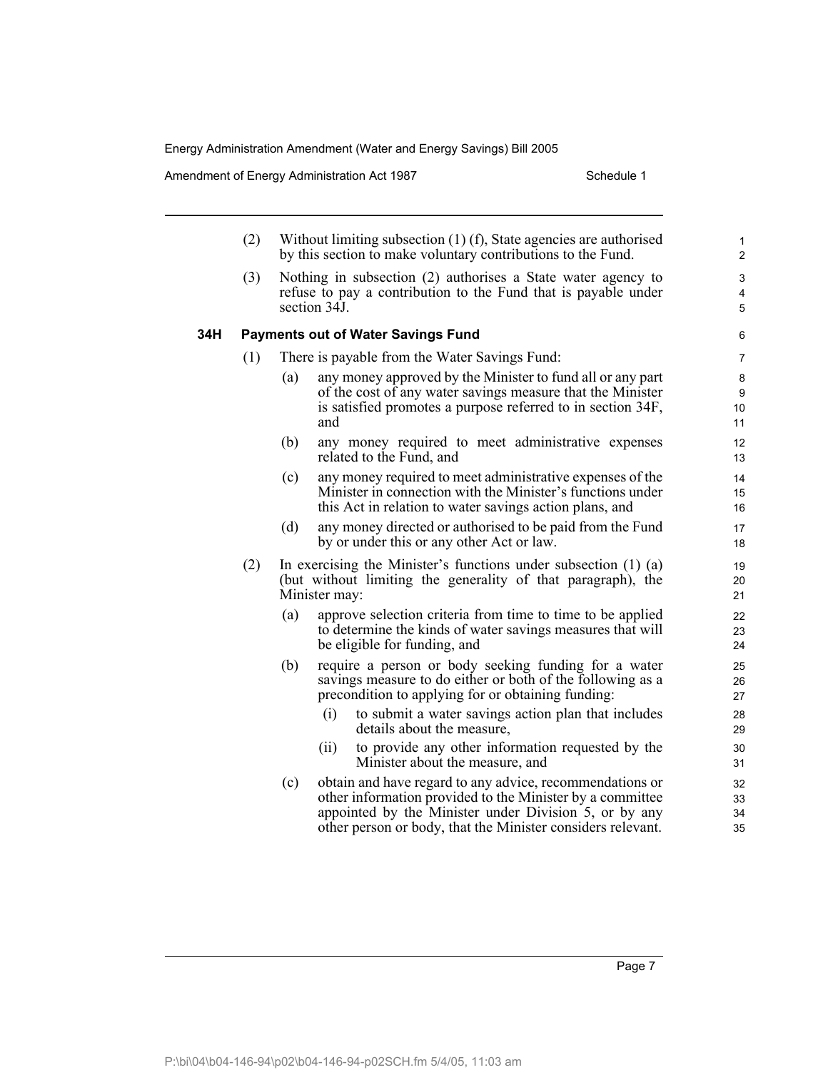(2) Without limiting subsection (1) (f), State agencies are authorised by this section to make voluntary contributions to the Fund.

(3) Nothing in subsection (2) authorises a State water agency to refuse to pay a contribution to the Fund that is payable under section 34J.

### 34H Payments out of Water Savings Fund

(1) There is payable from the Water Savings Fund:

(a) any money approved by the Minister to fund all or any part of the cost of any water savings measure that the Minister is satisfied promotes a purpose referred to in section 34F, and

(b) any money required to meet administrative expenses related to the Fund, and

(c) any money required to meet administrative expenses of the Minister in connection with the Minister's functions under this Act in relation to water savings action plans, and

(d) any money directed or authorised to be paid from the Fund by or under this or any other Act or law.

(2) In exercising the Minister's functions under subsection (1) (a) (but without limiting the generality of that paragraph), the Minister may:

(a) approve selection criteria from time to time to be applied to determine the kinds of water savings measures that will be eligible for funding, and

(b) require a person or body seeking funding for a water savings measure to do either or both of the following as a precondition to applying for or obtaining funding:

(i) to submit a water savings action plan that includes details about the measure,

(ii) to provide any other information requested by the Minister about the measure, and

(c) obtain and have regard to any advice, recommendations or other information provided to the Minister by a committee appointed by the Minister under Division 5, or by any other person or body, that the Minister considers relevant.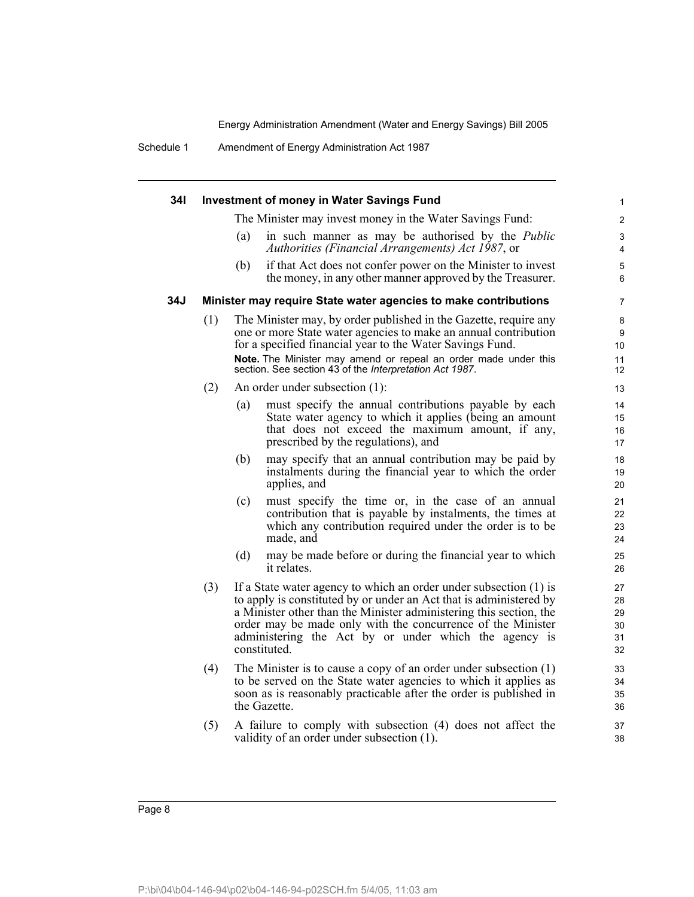### 34I Investment of money in Water Savings Fund

The Minister may invest money in the Water Savings Fund:

(a) in such manner as may be authorised by the *Public Authorities (Financial Arrangements) Act 1987*, or

(b) if that Act does not confer power on the Minister to invest the money, in any other manner approved by the Treasurer.

### 34J Minister may require State water agencies to make contributions

(1) The Minister may, by order published in the Gazette, require any one or more State water agencies to make an annual contribution for a specified financial year to the Water Savings Fund.

**Note.** The Minister may amend or repeal an order made under this section. See section 43 of the *Interpretation Act 1987*.

(2) An order under subsection (1):

(a) must specify the annual contributions payable by each State water agency to which it applies (being an amount that does not exceed the maximum amount, if any, prescribed by the regulations), and

(b) may specify that an annual contribution may be paid by instalments during the financial year to which the order applies, and

(c) must specify the time or, in the case of an annual contribution that is payable by instalments, the times at which any contribution required under the order is to be made, and

(d) may be made before or during the financial year to which it relates.

(3) If a State water agency to which an order under subsection (1) is to apply is constituted by or under an Act that is administered by a Minister other than the Minister administering this section, the order may be made only with the concurrence of the Minister administering the Act by or under which the agency is constituted.

(4) The Minister is to cause a copy of an order under subsection (1) to be served on the State water agencies to which it applies as soon as is reasonably practicable after the order is published in the Gazette.

(5) A failure to comply with subsection (4) does not affect the validity of an order under subsection (1).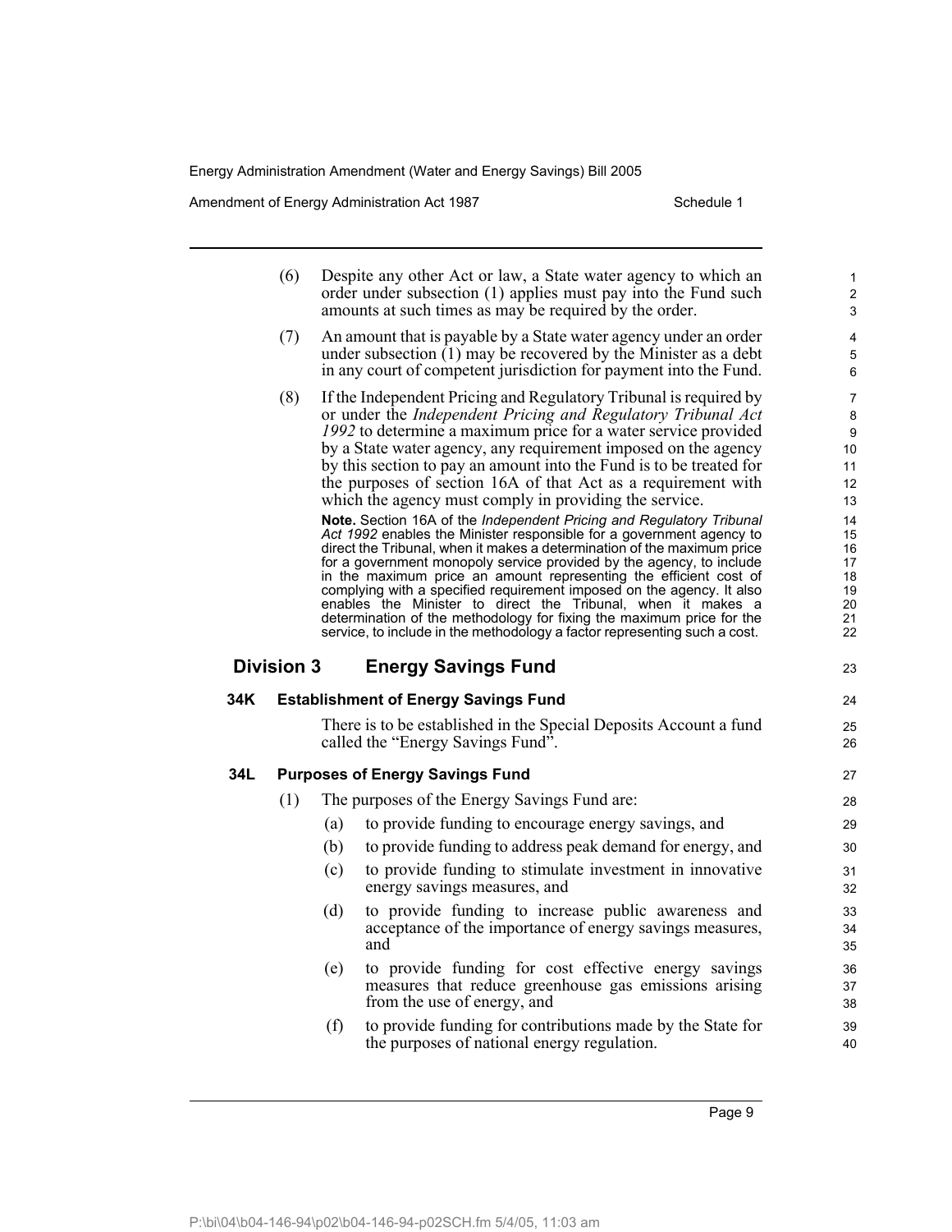(6) Despite any other Act or law, a State water agency to which an order under subsection (1) applies must pay into the Fund such amounts at such times as may be required by the order.

(7) An amount that is payable by a State water agency under an order under subsection (1) may be recovered by the Minister as a debt in any court of competent jurisdiction for payment into the Fund.

(8) If the Independent Pricing and Regulatory Tribunal is required by or under the *Independent Pricing and Regulatory Tribunal Act 1992* to determine a maximum price for a water service provided by a State water agency, any requirement imposed on the agency by this section to pay an amount into the Fund is to be treated for the purposes of section 16A of that Act as a requirement with which the agency must comply in providing the service.

**Note.** Section 16A of the *Independent Pricing and Regulatory Tribunal Act 1992* enables the Minister responsible for a government agency to direct the Tribunal, when it makes a determination of the maximum price for a government monopoly service provided by the agency, to include in the maximum price an amount representing the efficient cost of complying with a specified requirement imposed on the agency. It also enables the Minister to direct the Tribunal, when it makes a determination of the methodology for fixing the maximum price for the service, to include in the methodology a factor representing such a cost.

## Division 3 Energy Savings Fund

### 34K Establishment of Energy Savings Fund

There is to be established in the Special Deposits Account a fund called the "Energy Savings Fund".

### 34L Purposes of Energy Savings Fund

(1) The purposes of the Energy Savings Fund are:

(a) to provide funding to encourage energy savings, and

(b) to provide funding to address peak demand for energy, and

(c) to provide funding to stimulate investment in innovative energy savings measures, and

(d) to provide funding to increase public awareness and acceptance of the importance of energy savings measures, and

(e) to provide funding for cost effective energy savings measures that reduce greenhouse gas emissions arising from the use of energy, and

(f) to provide funding for contributions made by the State for the purposes of national energy regulation.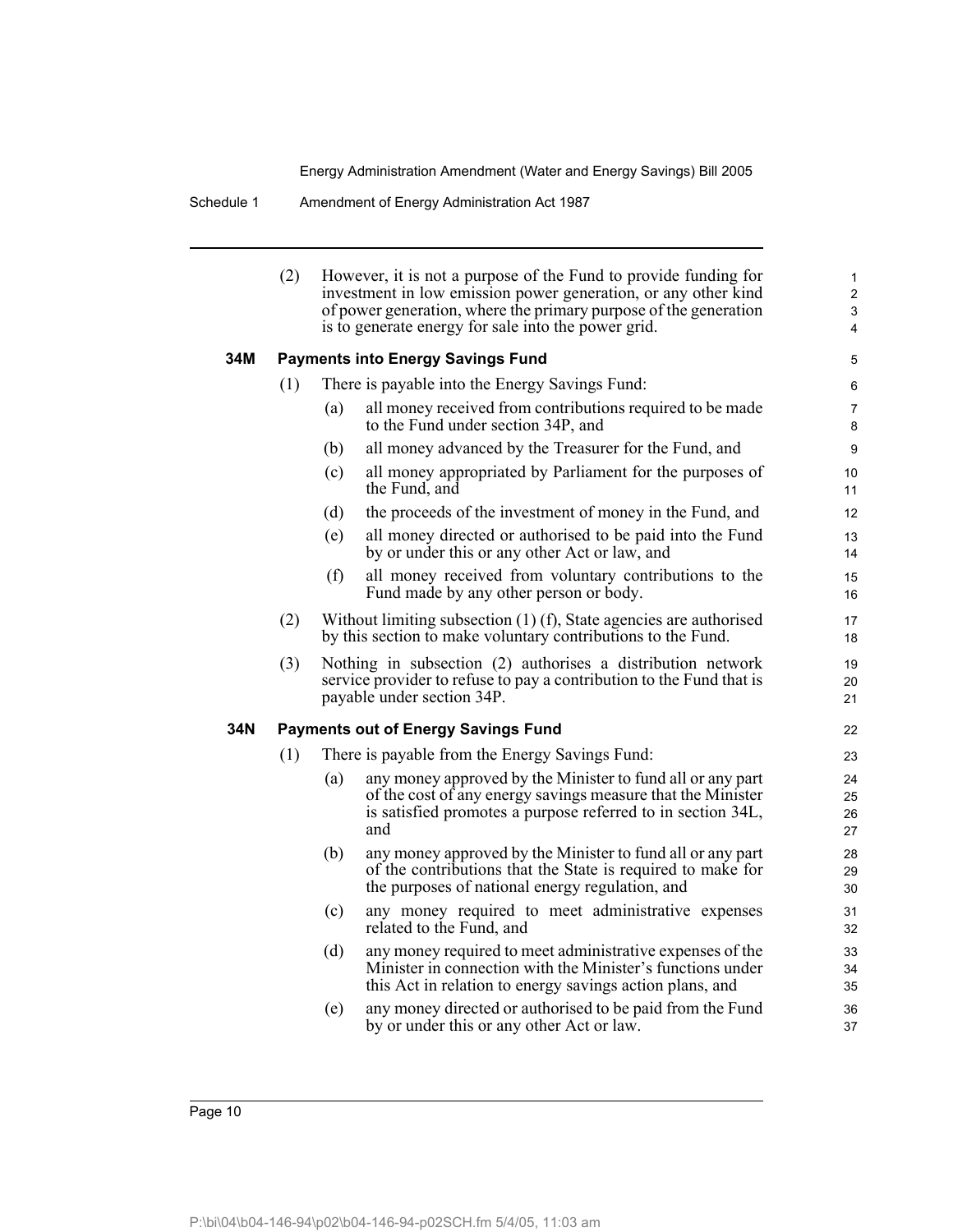(2) However, it is not a purpose of the Fund to provide funding for investment in low emission power generation, or any other kind of power generation, where the primary purpose of the generation is to generate energy for sale into the power grid.

### 34M Payments into Energy Savings Fund

(1) There is payable into the Energy Savings Fund:

- (a) all money received from contributions required to be made to the Fund under section 34P, and
- (b) all money advanced by the Treasurer for the Fund, and
- (c) all money appropriated by Parliament for the purposes of the Fund, and
- (d) the proceeds of the investment of money in the Fund, and
- (e) all money directed or authorised to be paid into the Fund by or under this or any other Act or law, and
- (f) all money received from voluntary contributions to the Fund made by any other person or body.

(2) Without limiting subsection (1) (f), State agencies are authorised by this section to make voluntary contributions to the Fund.

(3) Nothing in subsection (2) authorises a distribution network service provider to refuse to pay a contribution to the Fund that is payable under section 34P.

### 34N Payments out of Energy Savings Fund

(1) There is payable from the Energy Savings Fund:

- (a) any money approved by the Minister to fund all or any part of the cost of any energy savings measure that the Minister is satisfied promotes a purpose referred to in section 34L, and
- (b) any money approved by the Minister to fund all or any part of the contributions that the State is required to make for the purposes of national energy regulation, and
- (c) any money required to meet administrative expenses related to the Fund, and
- (d) any money required to meet administrative expenses of the Minister in connection with the Minister's functions under this Act in relation to energy savings action plans, and
- (e) any money directed or authorised to be paid from the Fund by or under this or any other Act or law.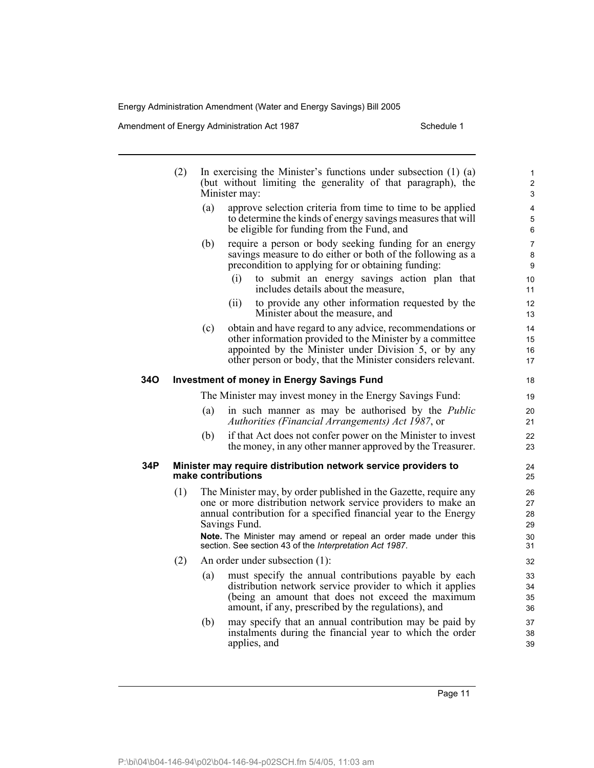(2) In exercising the Minister's functions under subsection (1) (a) (but without limiting the generality of that paragraph), the Minister may:

(a) approve selection criteria from time to time to be applied to determine the kinds of energy savings measures that will be eligible for funding from the Fund, and

(b) require a person or body seeking funding for an energy savings measure to do either or both of the following as a precondition to applying for or obtaining funding:

(i) to submit an energy savings action plan that includes details about the measure,

(ii) to provide any other information requested by the Minister about the measure, and

(c) obtain and have regard to any advice, recommendations or other information provided to the Minister by a committee appointed by the Minister under Division 5, or by any other person or body, that the Minister considers relevant.

### 34O Investment of money in Energy Savings Fund

The Minister may invest money in the Energy Savings Fund:

(a) in such manner as may be authorised by the *Public Authorities (Financial Arrangements) Act 1987*, or

(b) if that Act does not confer power on the Minister to invest the money, in any other manner approved by the Treasurer.

### 34P Minister may require distribution network service providers to make contributions

(1) The Minister may, by order published in the Gazette, require any one or more distribution network service providers to make an annual contribution for a specified financial year to the Energy Savings Fund.

**Note.** The Minister may amend or repeal an order made under this section. See section 43 of the *Interpretation Act 1987*.

(2) An order under subsection (1):

(a) must specify the annual contributions payable by each distribution network service provider to which it applies (being an amount that does not exceed the maximum amount, if any, prescribed by the regulations), and

(b) may specify that an annual contribution may be paid by instalments during the financial year to which the order applies, and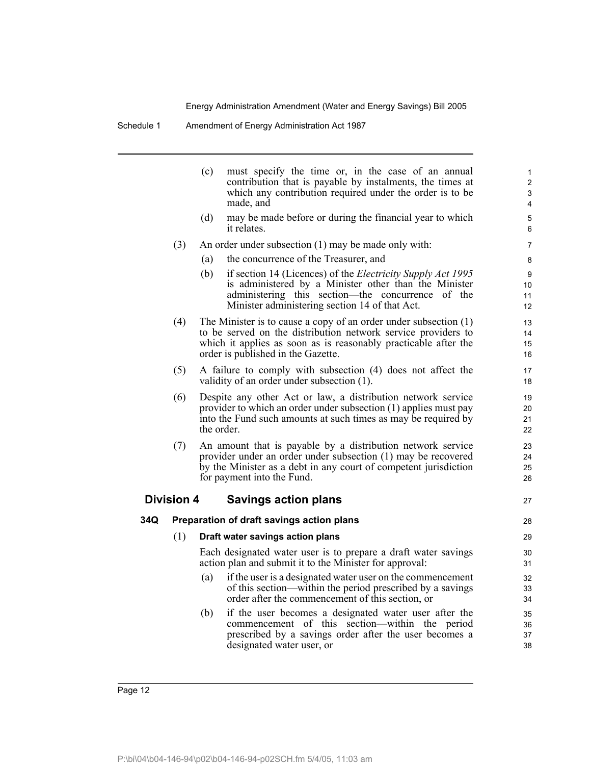(c) must specify the time or, in the case of an annual contribution that is payable by instalments, the times at which any contribution required under the order is to be made, and

(d) may be made before or during the financial year to which it relates.

(3) An order under subsection (1) may be made only with:

(a) the concurrence of the Treasurer, and

(b) if section 14 (Licences) of the *Electricity Supply Act 1995* is administered by a Minister other than the Minister administering this section—the concurrence of the Minister administering section 14 of that Act.

(4) The Minister is to cause a copy of an order under subsection (1) to be served on the distribution network service providers to which it applies as soon as is reasonably practicable after the order is published in the Gazette.

(5) A failure to comply with subsection (4) does not affect the validity of an order under subsection (1).

(6) Despite any other Act or law, a distribution network service provider to which an order under subsection (1) applies must pay into the Fund such amounts at such times as may be required by the order.

(7) An amount that is payable by a distribution network service provider under an order under subsection (1) may be recovered by the Minister as a debt in any court of competent jurisdiction for payment into the Fund.

## Division 4 Savings action plans

### 34Q Preparation of draft savings action plans

(1) **Draft water savings action plans**

Each designated water user is to prepare a draft water savings action plan and submit it to the Minister for approval:

(a) if the user is a designated water user on the commencement of this section—within the period prescribed by a savings order after the commencement of this section, or

(b) if the user becomes a designated water user after the commencement of this section—within the period prescribed by a savings order after the user becomes a designated water user, or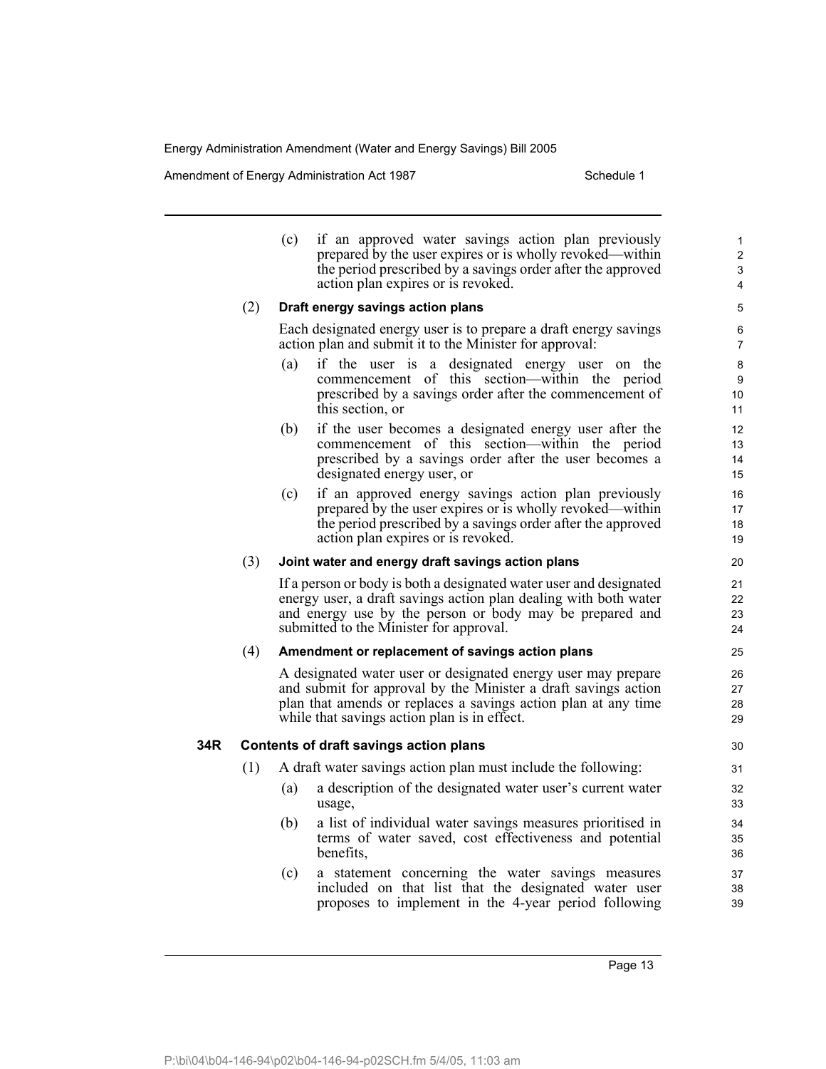(c) if an approved water savings action plan previously prepared by the user expires or is wholly revoked—within the period prescribed by a savings order after the approved action plan expires or is revoked.

(2) **Draft energy savings action plans**

Each designated energy user is to prepare a draft energy savings action plan and submit it to the Minister for approval:

(a) if the user is a designated energy user on the commencement of this section—within the period prescribed by a savings order after the commencement of this section, or

(b) if the user becomes a designated energy user after the commencement of this section—within the period prescribed by a savings order after the user becomes a designated energy user, or

(c) if an approved energy savings action plan previously prepared by the user expires or is wholly revoked—within the period prescribed by a savings order after the approved action plan expires or is revoked.

(3) **Joint water and energy draft savings action plans**

If a person or body is both a designated water user and designated energy user, a draft savings action plan dealing with both water and energy use by the person or body may be prepared and submitted to the Minister for approval.

(4) **Amendment or replacement of savings action plans**

A designated water user or designated energy user may prepare and submit for approval by the Minister a draft savings action plan that amends or replaces a savings action plan at any time while that savings action plan is in effect.

**34R Contents of draft savings action plans**

(1) A draft water savings action plan must include the following:

(a) a description of the designated water user's current water usage,

(b) a list of individual water savings measures prioritised in terms of water saved, cost effectiveness and potential benefits,

(c) a statement concerning the water savings measures included on that list that the designated water user proposes to implement in the 4-year period following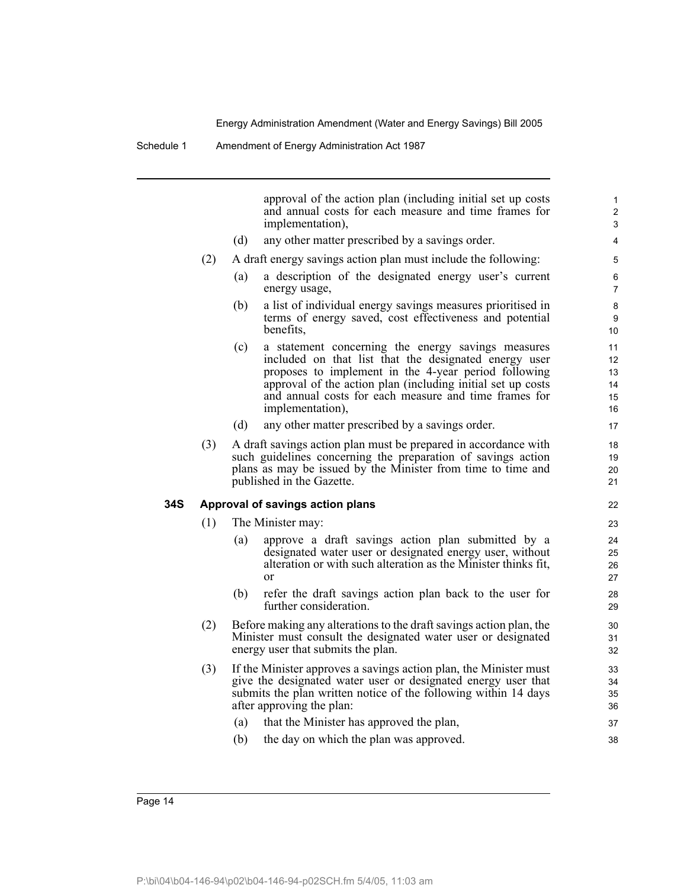approval of the action plan (including initial set up costs and annual costs for each measure and time frames for implementation),

(d) any other matter prescribed by a savings order.

(2) A draft energy savings action plan must include the following:

(a) a description of the designated energy user's current energy usage,

(b) a list of individual energy savings measures prioritised in terms of energy saved, cost effectiveness and potential benefits,

(c) a statement concerning the energy savings measures included on that list that the designated energy user proposes to implement in the 4-year period following approval of the action plan (including initial set up costs and annual costs for each measure and time frames for implementation),

(d) any other matter prescribed by a savings order.

(3) A draft savings action plan must be prepared in accordance with such guidelines concerning the preparation of savings action plans as may be issued by the Minister from time to time and published in the Gazette.

**34S Approval of savings action plans**

(1) The Minister may:

(a) approve a draft savings action plan submitted by a designated water user or designated energy user, without alteration or with such alteration as the Minister thinks fit, or

(b) refer the draft savings action plan back to the user for further consideration.

(2) Before making any alterations to the draft savings action plan, the Minister must consult the designated water user or designated energy user that submits the plan.

(3) If the Minister approves a savings action plan, the Minister must give the designated water user or designated energy user that submits the plan written notice of the following within 14 days after approving the plan:

(a) that the Minister has approved the plan,

(b) the day on which the plan was approved.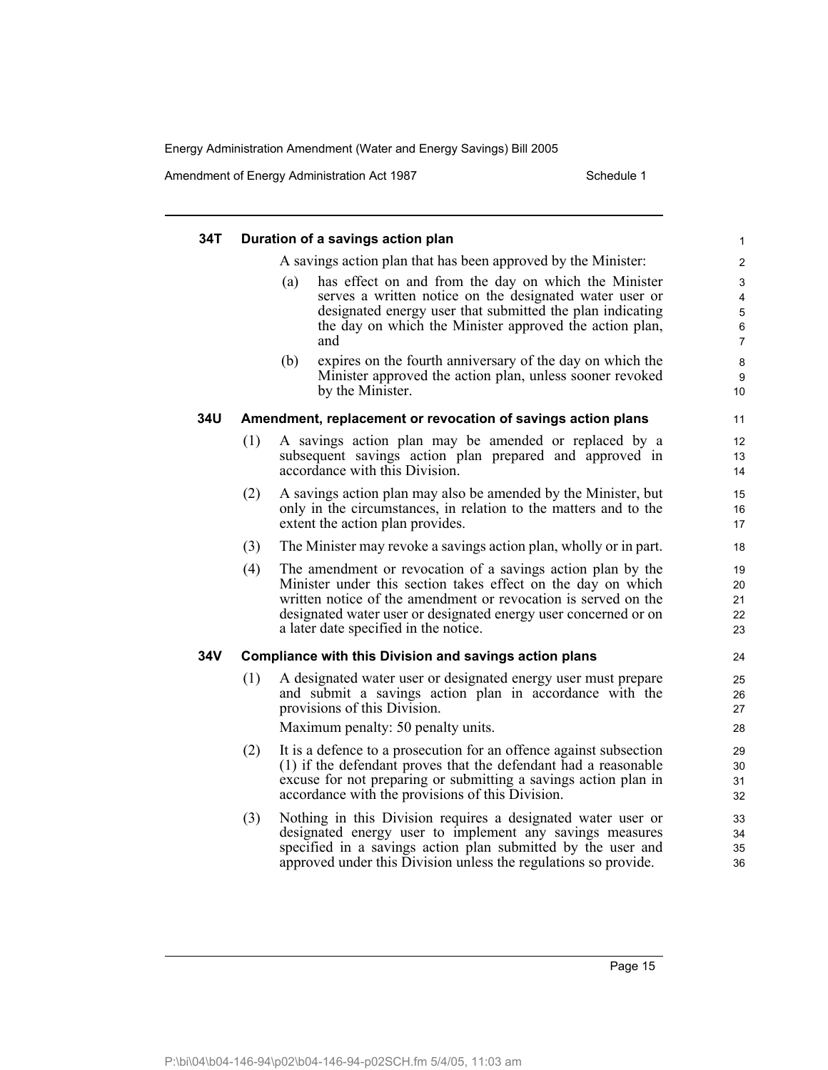### 34T Duration of a savings action plan

A savings action plan that has been approved by the Minister:

(a) has effect on and from the day on which the Minister serves a written notice on the designated water user or designated energy user that submitted the plan indicating the day on which the Minister approved the action plan, and

(b) expires on the fourth anniversary of the day on which the Minister approved the action plan, unless sooner revoked by the Minister.

### 34U Amendment, replacement or revocation of savings action plans

(1) A savings action plan may be amended or replaced by a subsequent savings action plan prepared and approved in accordance with this Division.

(2) A savings action plan may also be amended by the Minister, but only in the circumstances, in relation to the matters and to the extent the action plan provides.

(3) The Minister may revoke a savings action plan, wholly or in part.

(4) The amendment or revocation of a savings action plan by the Minister under this section takes effect on the day on which written notice of the amendment or revocation is served on the designated water user or designated energy user concerned or on a later date specified in the notice.

### 34V Compliance with this Division and savings action plans

(1) A designated water user or designated energy user must prepare and submit a savings action plan in accordance with the provisions of this Division.

Maximum penalty: 50 penalty units.

(2) It is a defence to a prosecution for an offence against subsection (1) if the defendant proves that the defendant had a reasonable excuse for not preparing or submitting a savings action plan in accordance with the provisions of this Division.

(3) Nothing in this Division requires a designated water user or designated energy user to implement any savings measures specified in a savings action plan submitted by the user and approved under this Division unless the regulations so provide.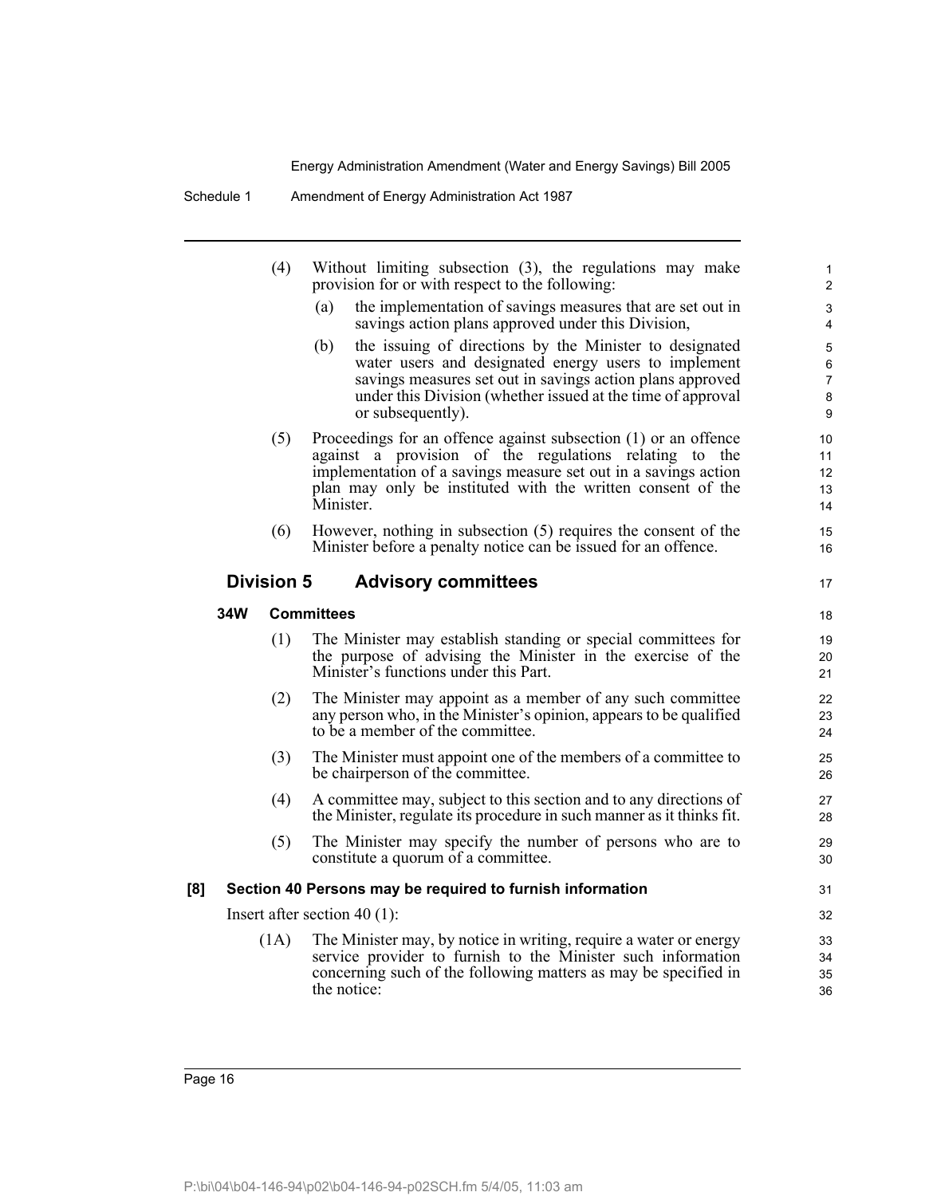(4) Without limiting subsection (3), the regulations may make provision for or with respect to the following:

(a) the implementation of savings measures that are set out in savings action plans approved under this Division,

(b) the issuing of directions by the Minister to designated water users and designated energy users to implement savings measures set out in savings action plans approved under this Division (whether issued at the time of approval or subsequently).

(5) Proceedings for an offence against subsection (1) or an offence against a provision of the regulations relating to the implementation of a savings measure set out in a savings action plan may only be instituted with the written consent of the Minister.

(6) However, nothing in subsection (5) requires the consent of the Minister before a penalty notice can be issued for an offence.

## Division 5 Advisory committees

### 34W Committees

(1) The Minister may establish standing or special committees for the purpose of advising the Minister in the exercise of the Minister's functions under this Part.

(2) The Minister may appoint as a member of any such committee any person who, in the Minister's opinion, appears to be qualified to be a member of the committee.

(3) The Minister must appoint one of the members of a committee to be chairperson of the committee.

(4) A committee may, subject to this section and to any directions of the Minister, regulate its procedure in such manner as it thinks fit.

(5) The Minister may specify the number of persons who are to constitute a quorum of a committee.

### [8] Section 40 Persons may be required to furnish information

Insert after section 40 (1):

(1A) The Minister may, by notice in writing, require a water or energy service provider to furnish to the Minister such information concerning such of the following matters as may be specified in the notice: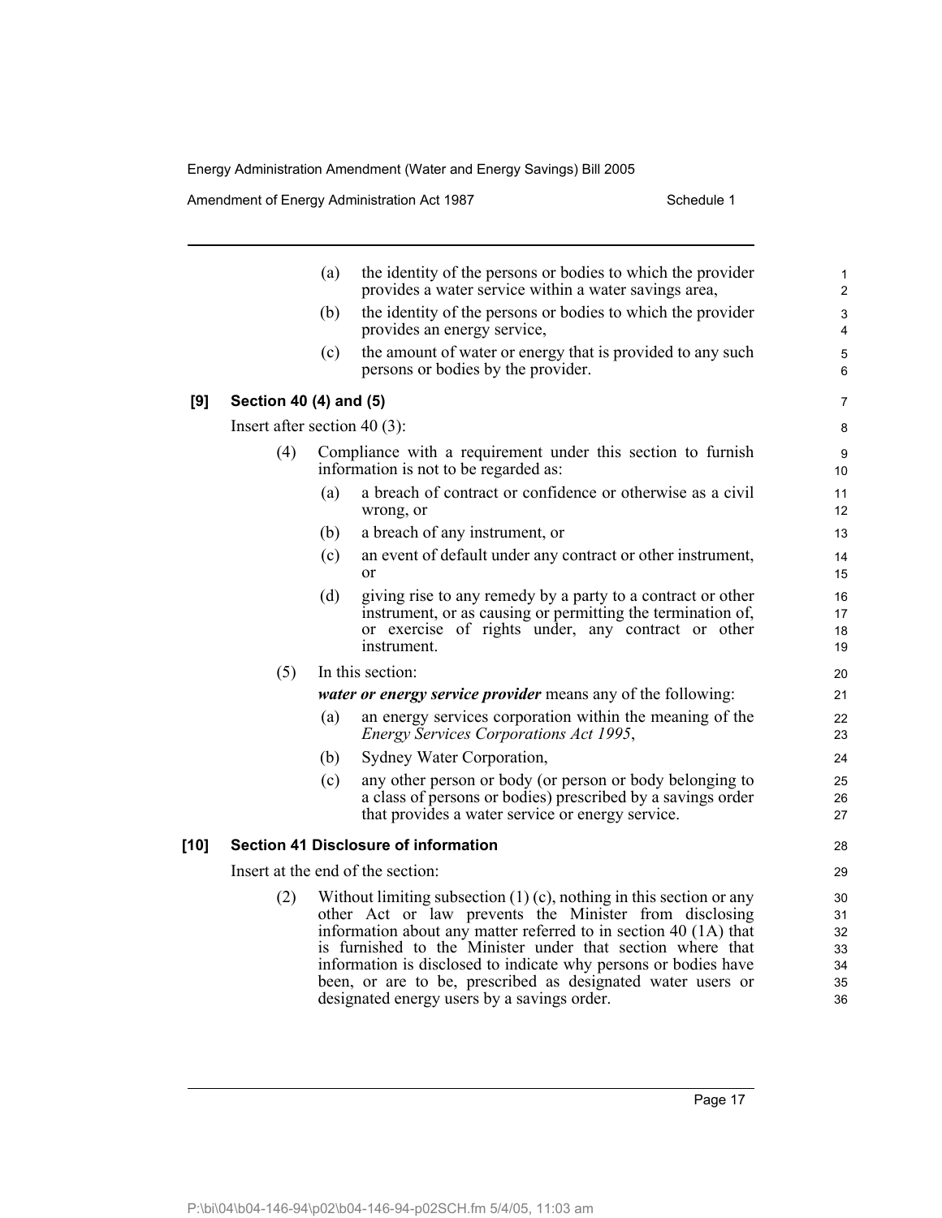(a) the identity of the persons or bodies to which the provider provides a water service within a water savings area,

(b) the identity of the persons or bodies to which the provider provides an energy service,

(c) the amount of water or energy that is provided to any such persons or bodies by the provider.

**[9] Section 40 (4) and (5)**

Insert after section 40 (3):

(4) Compliance with a requirement under this section to furnish information is not to be regarded as:

(a) a breach of contract or confidence or otherwise as a civil wrong, or

(b) a breach of any instrument, or

(c) an event of default under any contract or other instrument, or

(d) giving rise to any remedy by a party to a contract or other instrument, or as causing or permitting the termination of, or exercise of rights under, any contract or other instrument.

(5) In this section:

***water or energy service provider*** means any of the following:

(a) an energy services corporation within the meaning of the *Energy Services Corporations Act 1995*,

(b) Sydney Water Corporation,

(c) any other person or body (or person or body belonging to a class of persons or bodies) prescribed by a savings order that provides a water service or energy service.

**[10] Section 41 Disclosure of information**

Insert at the end of the section:

(2) Without limiting subsection (1) (c), nothing in this section or any other Act or law prevents the Minister from disclosing information about any matter referred to in section 40 (1A) that is furnished to the Minister under that section where that information is disclosed to indicate why persons or bodies have been, or are to be, prescribed as designated water users or designated energy users by a savings order.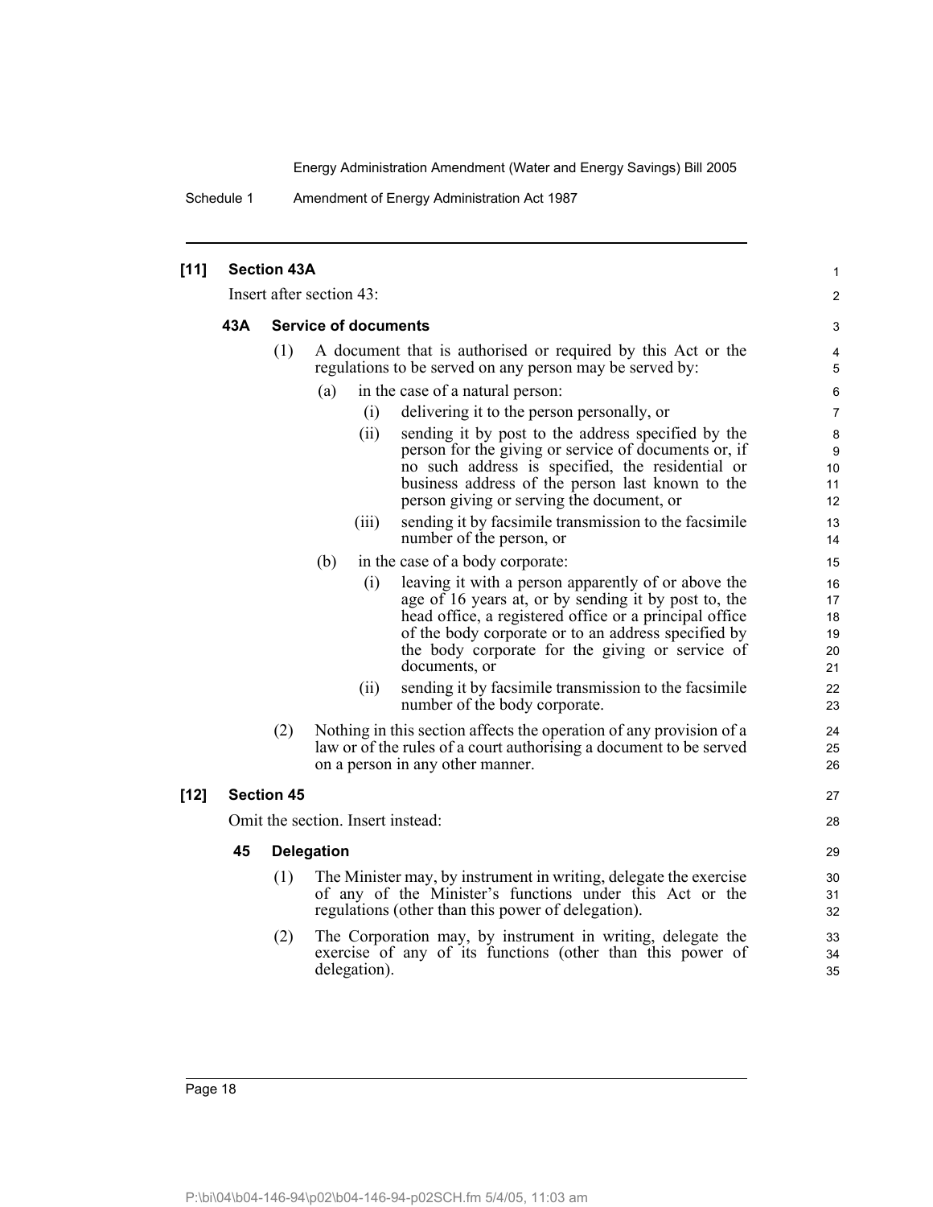### [11] Section 43A

Insert after section 43:

#### 43A Service of documents

(1) A document that is authorised or required by this Act or the regulations to be served on any person may be served by:

- (a) in the case of a natural person:
  - (i) delivering it to the person personally, or
  - (ii) sending it by post to the address specified by the person for the giving or service of documents or, if no such address is specified, the residential or business address of the person last known to the person giving or serving the document, or
  - (iii) sending it by facsimile transmission to the facsimile number of the person, or
- (b) in the case of a body corporate:
  - (i) leaving it with a person apparently of or above the age of 16 years at, or by sending it by post to, the head office, a registered office or a principal office of the body corporate or to an address specified by the body corporate for the giving or service of documents, or
  - (ii) sending it by facsimile transmission to the facsimile number of the body corporate.

(2) Nothing in this section affects the operation of any provision of a law or of the rules of a court authorising a document to be served on a person in any other manner.

### [12] Section 45

Omit the section. Insert instead:

#### 45 Delegation

(1) The Minister may, by instrument in writing, delegate the exercise of any of the Minister's functions under this Act or the regulations (other than this power of delegation).

(2) The Corporation may, by instrument in writing, delegate the exercise of any of its functions (other than this power of delegation).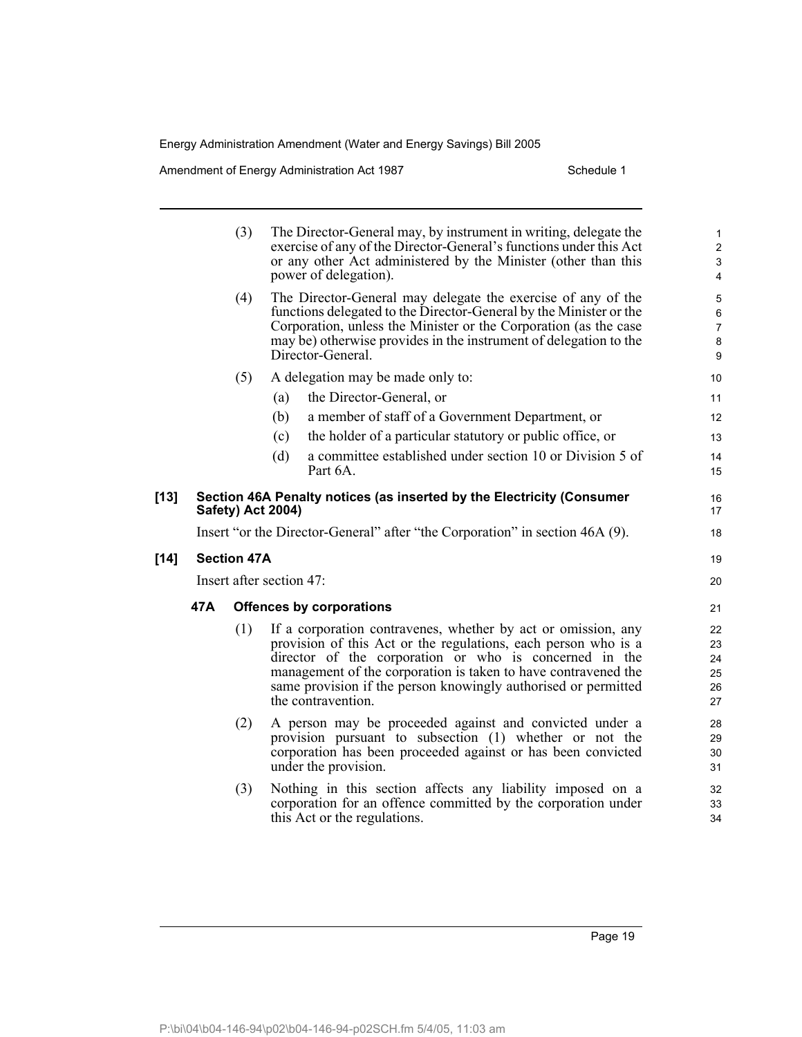(3) The Director-General may, by instrument in writing, delegate the exercise of any of the Director-General's functions under this Act or any other Act administered by the Minister (other than this power of delegation).

(4) The Director-General may delegate the exercise of any of the functions delegated to the Director-General by the Minister or the Corporation, unless the Minister or the Corporation (as the case may be) otherwise provides in the instrument of delegation to the Director-General.

(5) A delegation may be made only to:

(a) the Director-General, or

(b) a member of staff of a Government Department, or

(c) the holder of a particular statutory or public office, or

(d) a committee established under section 10 or Division 5 of Part 6A.

**[13] Section 46A Penalty notices (as inserted by the Electricity (Consumer Safety) Act 2004)**

Insert "or the Director-General" after "the Corporation" in section 46A (9).

**[14] Section 47A**

Insert after section 47:

**47A Offences by corporations**

(1) If a corporation contravenes, whether by act or omission, any provision of this Act or the regulations, each person who is a director of the corporation or who is concerned in the management of the corporation is taken to have contravened the same provision if the person knowingly authorised or permitted the contravention.

(2) A person may be proceeded against and convicted under a provision pursuant to subsection (1) whether or not the corporation has been proceeded against or has been convicted under the provision.

(3) Nothing in this section affects any liability imposed on a corporation for an offence committed by the corporation under this Act or the regulations.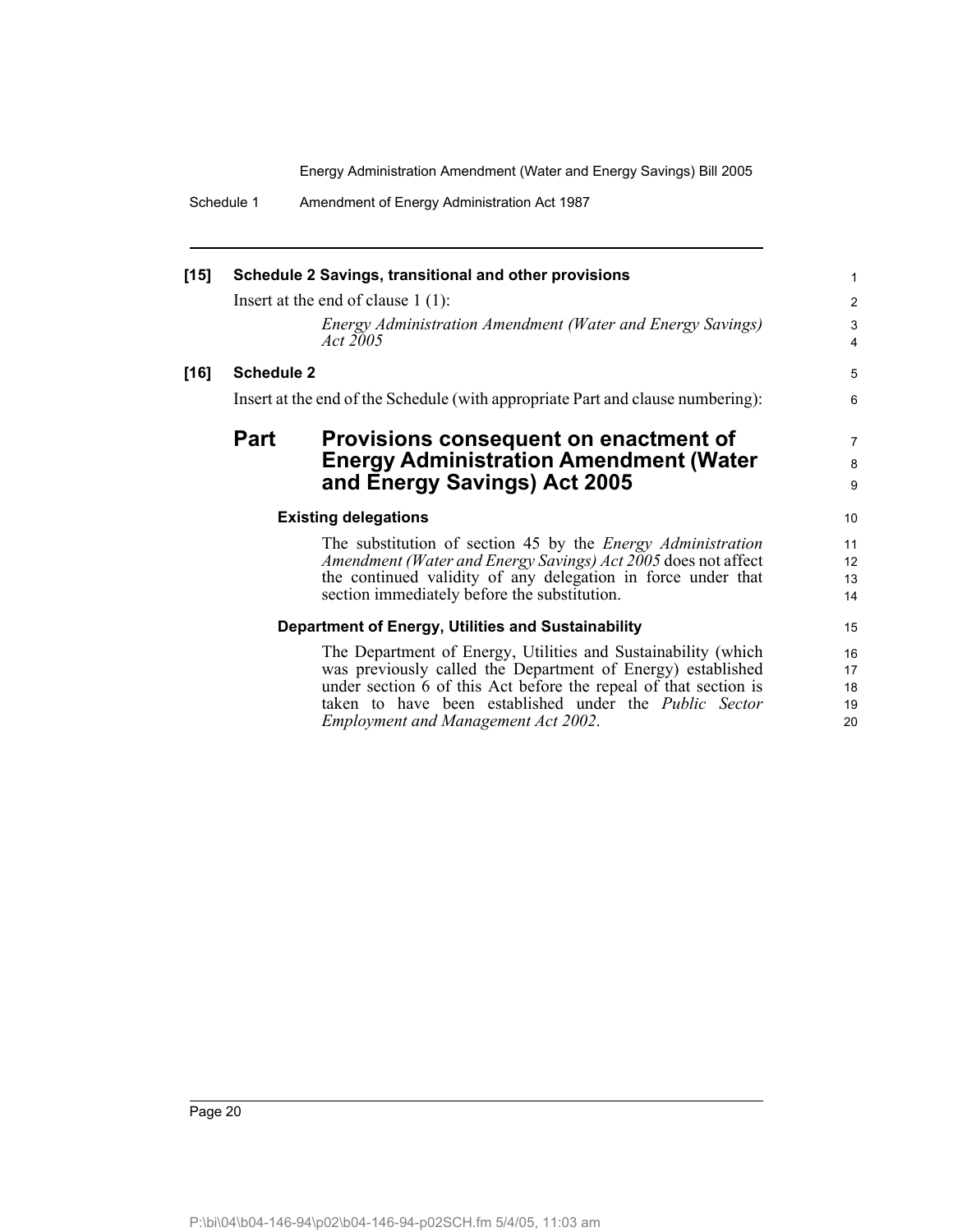**[15] Schedule 2 Savings, transitional and other provisions**

Insert at the end of clause 1 (1):

> *Energy Administration Amendment (Water and Energy Savings) Act 2005*

**[16] Schedule 2**

Insert at the end of the Schedule (with appropriate Part and clause numbering):

## Part Provisions consequent on enactment of Energy Administration Amendment (Water and Energy Savings) Act 2005

#### Existing delegations

The substitution of section 45 by the *Energy Administration Amendment (Water and Energy Savings) Act 2005* does not affect the continued validity of any delegation in force under that section immediately before the substitution.

#### Department of Energy, Utilities and Sustainability

The Department of Energy, Utilities and Sustainability (which was previously called the Department of Energy) established under section 6 of this Act before the repeal of that section is taken to have been established under the *Public Sector Employment and Management Act 2002*.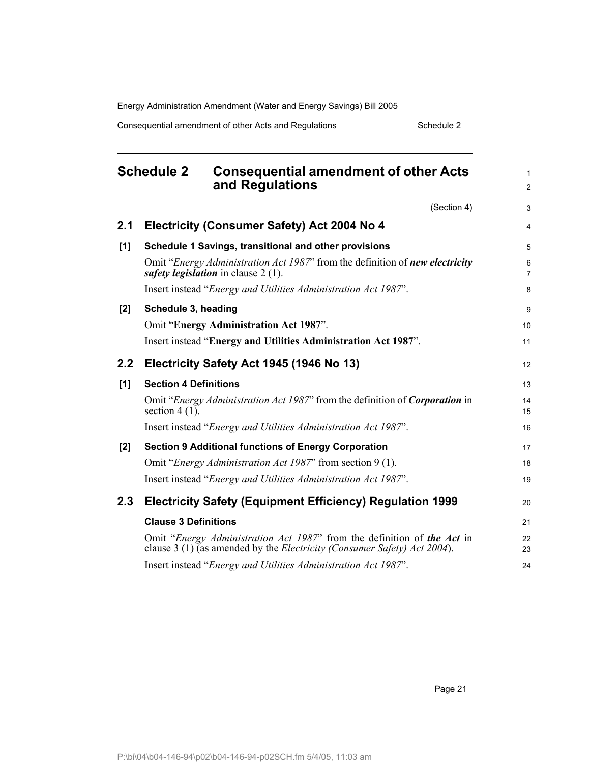## Schedule 2 Consequential amendment of other Acts and Regulations

(Section 4)

### 2.1 Electricity (Consumer Safety) Act 2004 No 4

**[1] Schedule 1 Savings, transitional and other provisions**

Omit "*Energy Administration Act 1987*" from the definition of ***new electricity safety legislation*** in clause 2 (1).

Insert instead "*Energy and Utilities Administration Act 1987*".

**[2] Schedule 3, heading**

Omit "**Energy Administration Act 1987**".

Insert instead "**Energy and Utilities Administration Act 1987**".

### 2.2 Electricity Safety Act 1945 (1946 No 13)

**[1] Section 4 Definitions**

Omit "*Energy Administration Act 1987*" from the definition of ***Corporation*** in section 4 (1).

Insert instead "*Energy and Utilities Administration Act 1987*".

**[2] Section 9 Additional functions of Energy Corporation**

Omit "*Energy Administration Act 1987*" from section 9 (1).

Insert instead "*Energy and Utilities Administration Act 1987*".

### 2.3 Electricity Safety (Equipment Efficiency) Regulation 1999

**Clause 3 Definitions**

Omit "*Energy Administration Act 1987*" from the definition of ***the Act*** in clause 3 (1) (as amended by the *Electricity (Consumer Safety) Act 2004*).

Insert instead "*Energy and Utilities Administration Act 1987*".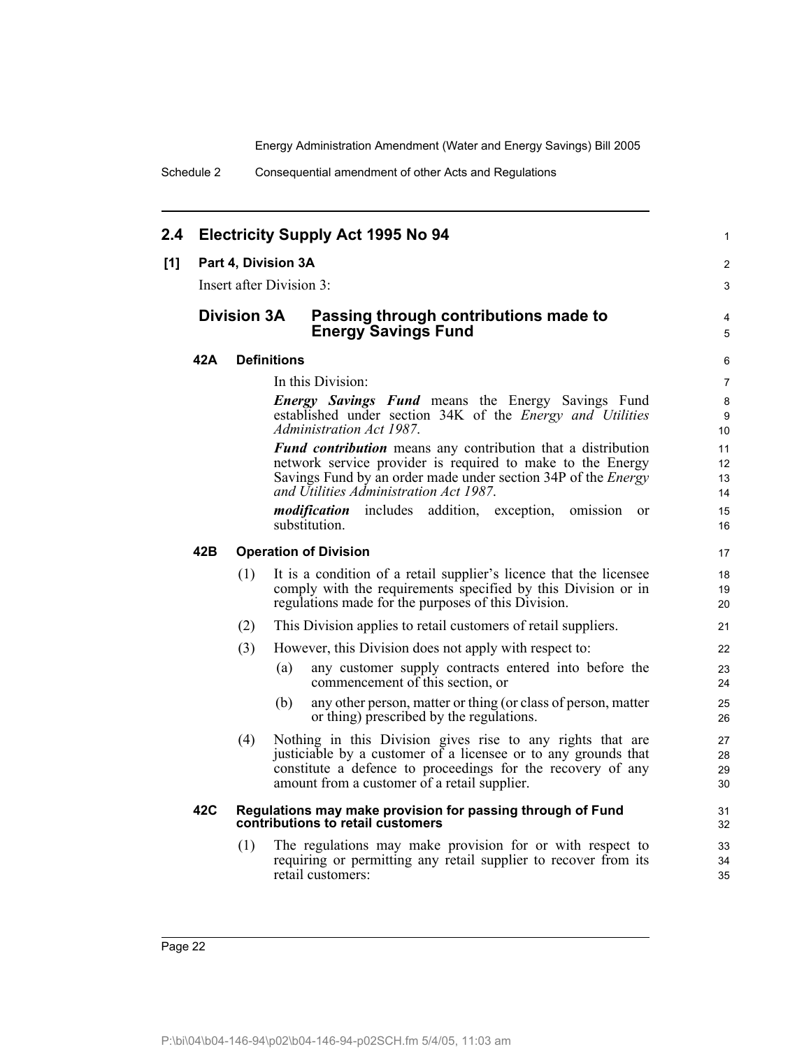## 2.4 Electricity Supply Act 1995 No 94

**[1] Part 4, Division 3A**

Insert after Division 3:

### Division 3A Passing through contributions made to Energy Savings Fund

#### 42A Definitions

In this Division:

***Energy Savings Fund*** means the Energy Savings Fund established under section 34K of the *Energy and Utilities Administration Act 1987*.

***Fund contribution*** means any contribution that a distribution network service provider is required to make to the Energy Savings Fund by an order made under section 34P of the *Energy and Utilities Administration Act 1987*.

***modification*** includes addition, exception, omission or substitution.

#### 42B Operation of Division

(1) It is a condition of a retail supplier's licence that the licensee comply with the requirements specified by this Division or in regulations made for the purposes of this Division.

(2) This Division applies to retail customers of retail suppliers.

(3) However, this Division does not apply with respect to:

(a) any customer supply contracts entered into before the commencement of this section, or

(b) any other person, matter or thing (or class of person, matter or thing) prescribed by the regulations.

(4) Nothing in this Division gives rise to any rights that are justiciable by a customer of a licensee or to any grounds that constitute a defence to proceedings for the recovery of any amount from a customer of a retail supplier.

#### 42C Regulations may make provision for passing through of Fund contributions to retail customers

(1) The regulations may make provision for or with respect to requiring or permitting any retail supplier to recover from its retail customers: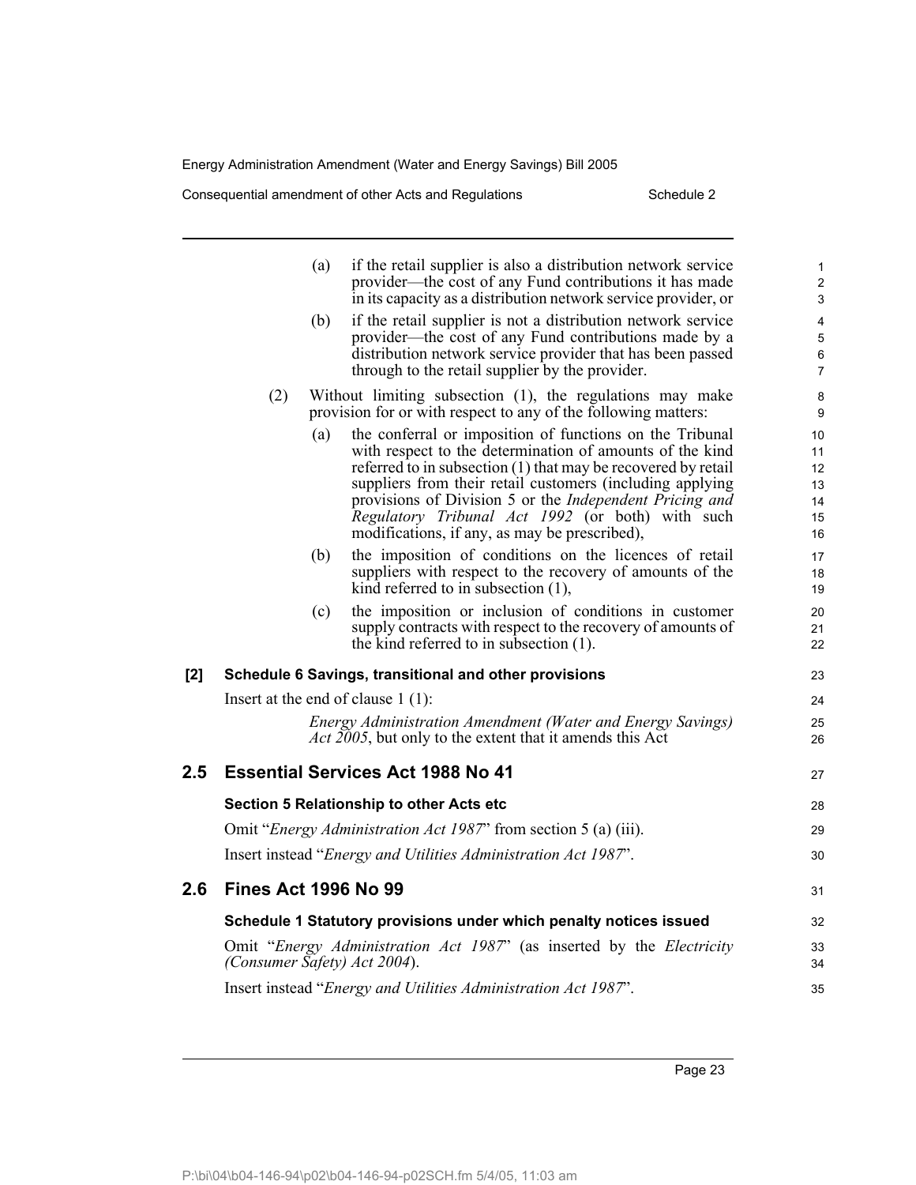(a) if the retail supplier is also a distribution network service provider—the cost of any Fund contributions it has made in its capacity as a distribution network service provider, or

(b) if the retail supplier is not a distribution network service provider—the cost of any Fund contributions made by a distribution network service provider that has been passed through to the retail supplier by the provider.

(2) Without limiting subsection (1), the regulations may make provision for or with respect to any of the following matters:

(a) the conferral or imposition of functions on the Tribunal with respect to the determination of amounts of the kind referred to in subsection (1) that may be recovered by retail suppliers from their retail customers (including applying provisions of Division 5 or the *Independent Pricing and Regulatory Tribunal Act 1992* (or both) with such modifications, if any, as may be prescribed),

(b) the imposition of conditions on the licences of retail suppliers with respect to the recovery of amounts of the kind referred to in subsection (1),

(c) the imposition or inclusion of conditions in customer supply contracts with respect to the recovery of amounts of the kind referred to in subsection (1).

**[2] Schedule 6 Savings, transitional and other provisions**

Insert at the end of clause 1 (1):

*Energy Administration Amendment (Water and Energy Savings) Act 2005*, but only to the extent that it amends this Act

## 2.5 Essential Services Act 1988 No 41

**Section 5 Relationship to other Acts etc**

Omit "*Energy Administration Act 1987*" from section 5 (a) (iii).

Insert instead "*Energy and Utilities Administration Act 1987*".

## 2.6 Fines Act 1996 No 99

**Schedule 1 Statutory provisions under which penalty notices issued**

Omit "*Energy Administration Act 1987*" (as inserted by the *Electricity (Consumer Safety) Act 2004*).

Insert instead "*Energy and Utilities Administration Act 1987*".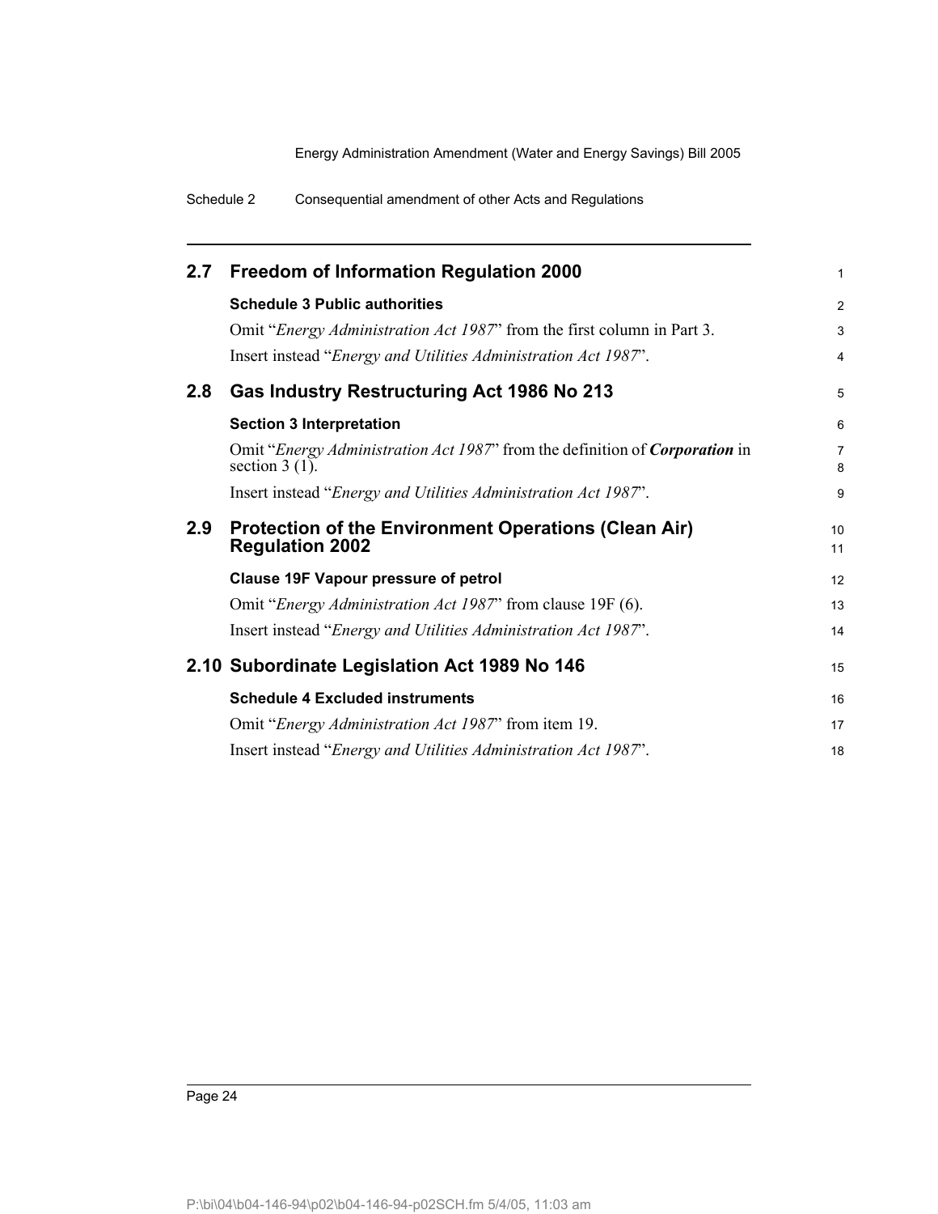## 2.7 Freedom of Information Regulation 2000

**Schedule 3 Public authorities**

Omit "*Energy Administration Act 1987*" from the first column in Part 3.

Insert instead "*Energy and Utilities Administration Act 1987*".

## 2.8 Gas Industry Restructuring Act 1986 No 213

**Section 3 Interpretation**

Omit "*Energy Administration Act 1987*" from the definition of ***Corporation*** in section 3 (1).

Insert instead "*Energy and Utilities Administration Act 1987*".

## 2.9 Protection of the Environment Operations (Clean Air) Regulation 2002

**Clause 19F Vapour pressure of petrol**

Omit "*Energy Administration Act 1987*" from clause 19F (6).

Insert instead "*Energy and Utilities Administration Act 1987*".

## 2.10 Subordinate Legislation Act 1989 No 146

**Schedule 4 Excluded instruments**

Omit "*Energy Administration Act 1987*" from item 19.

Insert instead "*Energy and Utilities Administration Act 1987*".